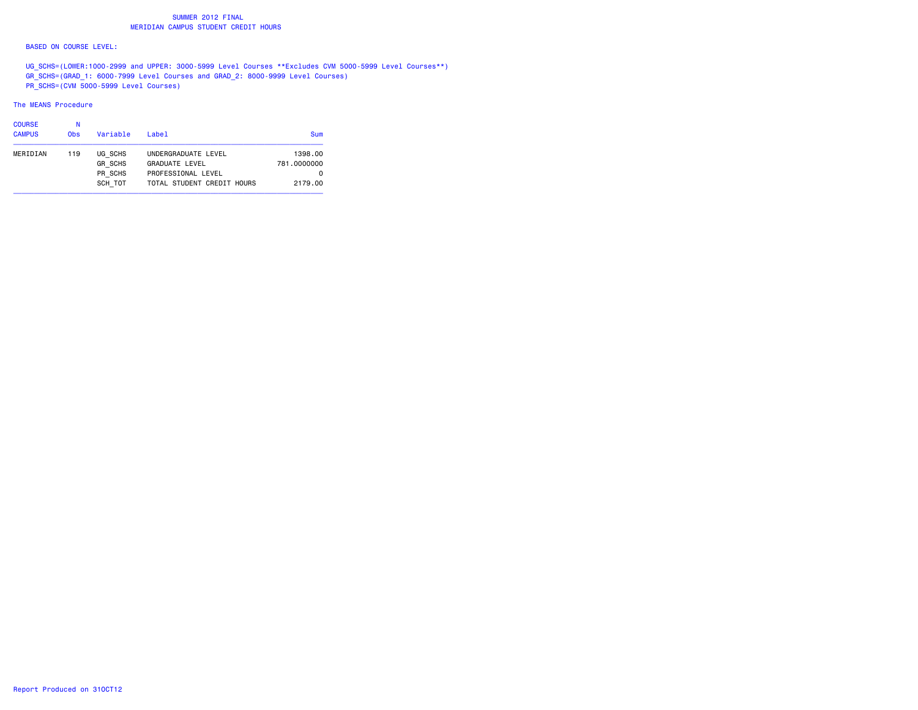# SUMMER 2012 FINAL
## MERIDIAN CAMPUS STUDENT CREDIT HOURS

BASED ON COURSE LEVEL:

UG_SCHS=(LOWER:1000-2999 and UPPER: 3000-5999 Level Courses **Excludes CVM 5000-5999 Level Courses**)
GR_SCHS=(GRAD_1: 6000-7999 Level Courses and GRAD_2: 8000-9999 Level Courses)
PR_SCHS=(CVM 5000-5999 Level Courses)

The MEANS Procedure

| COURSE CAMPUS | N Obs | Variable | Label | Sum |
|---|---|---|---|---|
| MERIDIAN | 119 | UG_SCHS | UNDERGRADUATE LEVEL | 1398.00 |
| | | GR_SCHS | GRADUATE LEVEL | 781.0000000 |
| | | PR_SCHS | PROFESSIONAL LEVEL | 0 |
| | | SCH_TOT | TOTAL STUDENT CREDIT HOURS | 2179.00 |

Report Produced on 31OCT12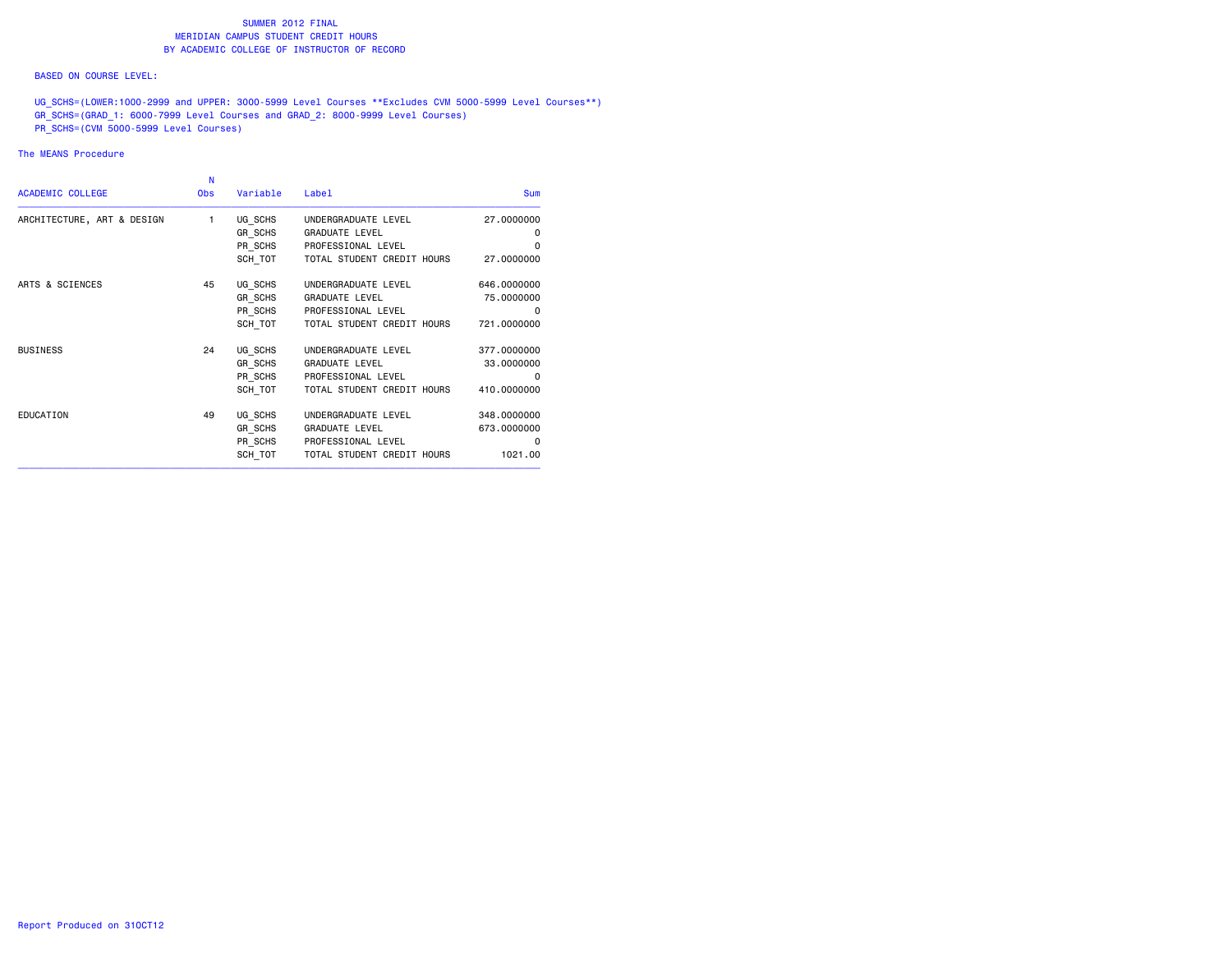# SUMMER 2012 FINAL
## MERIDIAN CAMPUS STUDENT CREDIT HOURS
## BY ACADEMIC COLLEGE OF INSTRUCTOR OF RECORD

BASED ON COURSE LEVEL:

UG_SCHS=(LOWER:1000-2999 and UPPER: 3000-5999 Level Courses **Excludes CVM 5000-5999 Level Courses**)
GR_SCHS=(GRAD_1: 6000-7999 Level Courses and GRAD_2: 8000-9999 Level Courses)
PR_SCHS=(CVM 5000-5999 Level Courses)

The MEANS Procedure

| ACADEMIC COLLEGE | N Obs | Variable | Label | Sum |
|---|---|---|---|---|
| ARCHITECTURE, ART & DESIGN | 1 | UG_SCHS | UNDERGRADUATE LEVEL | 27.0000000 |
| | | GR_SCHS | GRADUATE LEVEL | 0 |
| | | PR_SCHS | PROFESSIONAL LEVEL | 0 |
| | | SCH_TOT | TOTAL STUDENT CREDIT HOURS | 27.0000000 |
| ARTS & SCIENCES | 45 | UG_SCHS | UNDERGRADUATE LEVEL | 646.0000000 |
| | | GR_SCHS | GRADUATE LEVEL | 75.0000000 |
| | | PR_SCHS | PROFESSIONAL LEVEL | 0 |
| | | SCH_TOT | TOTAL STUDENT CREDIT HOURS | 721.0000000 |
| BUSINESS | 24 | UG_SCHS | UNDERGRADUATE LEVEL | 377.0000000 |
| | | GR_SCHS | GRADUATE LEVEL | 33.0000000 |
| | | PR_SCHS | PROFESSIONAL LEVEL | 0 |
| | | SCH_TOT | TOTAL STUDENT CREDIT HOURS | 410.0000000 |
| EDUCATION | 49 | UG_SCHS | UNDERGRADUATE LEVEL | 348.0000000 |
| | | GR_SCHS | GRADUATE LEVEL | 673.0000000 |
| | | PR_SCHS | PROFESSIONAL LEVEL | 0 |
| | | SCH_TOT | TOTAL STUDENT CREDIT HOURS | 1021.00 |

Report Produced on 31OCT12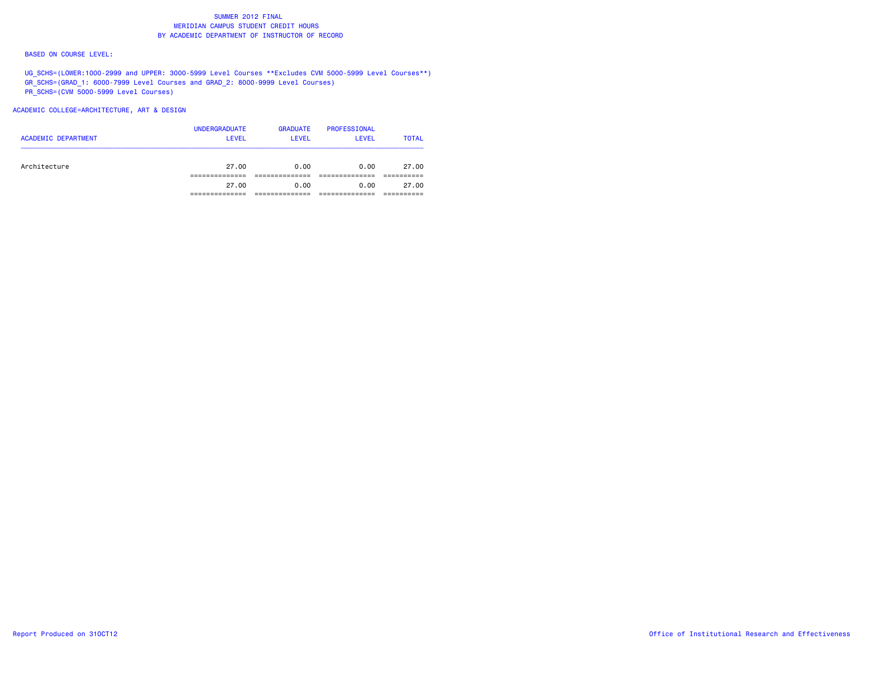# SUMMER 2012 FINAL
## MERIDIAN CAMPUS STUDENT CREDIT HOURS
## BY ACADEMIC DEPARTMENT OF INSTRUCTOR OF RECORD

BASED ON COURSE LEVEL:

UG_SCHS=(LOWER:1000-2999 and UPPER: 3000-5999 Level Courses **Excludes CVM 5000-5999 Level Courses**)
GR_SCHS=(GRAD_1: 6000-7999 Level Courses and GRAD_2: 8000-9999 Level Courses)
PR_SCHS=(CVM 5000-5999 Level Courses)

ACADEMIC COLLEGE=ARCHITECTURE, ART & DESIGN

| ACADEMIC DEPARTMENT | UNDERGRADUATE LEVEL | GRADUATE LEVEL | PROFESSIONAL LEVEL | TOTAL |
|---|---|---|---|---|
| Architecture | 27.00 | 0.00 | 0.00 | 27.00 |
| | 27.00 | 0.00 | 0.00 | 27.00 |

Report Produced on 31OCT12

Office of Institutional Research and Effectiveness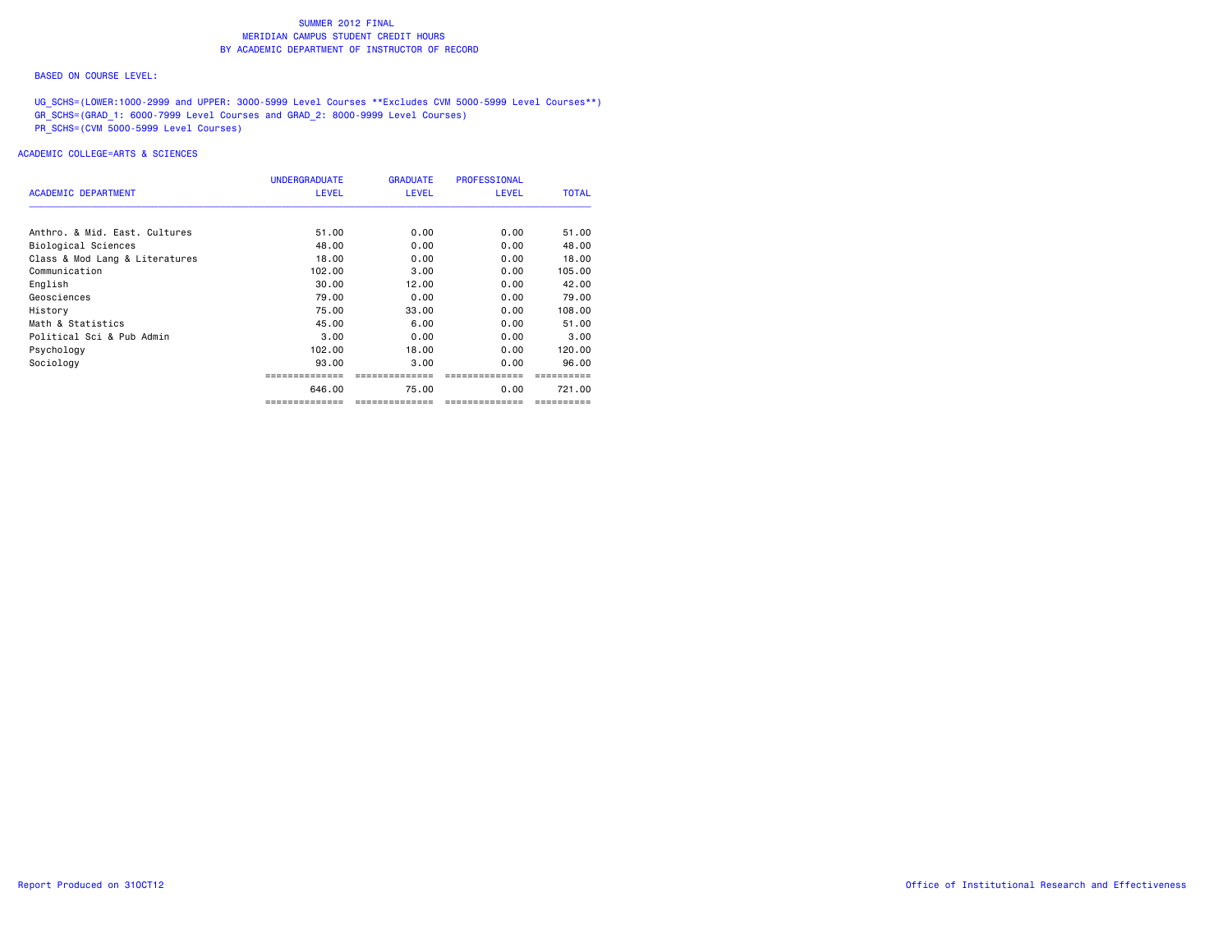SUMMER 2012 FINAL
MERIDIAN CAMPUS STUDENT CREDIT HOURS
BY ACADEMIC DEPARTMENT OF INSTRUCTOR OF RECORD

BASED ON COURSE LEVEL:

UG_SCHS=(LOWER:1000-2999 and UPPER: 3000-5999 Level Courses **Excludes CVM 5000-5999 Level Courses**)
GR_SCHS=(GRAD_1: 6000-7999 Level Courses and GRAD_2: 8000-9999 Level Courses)
PR_SCHS=(CVM 5000-5999 Level Courses)

ACADEMIC COLLEGE=ARTS & SCIENCES

| ACADEMIC DEPARTMENT | UNDERGRADUATE LEVEL | GRADUATE LEVEL | PROFESSIONAL LEVEL | TOTAL |
|---|---|---|---|---|
| Anthro. & Mid. East. Cultures | 51.00 | 0.00 | 0.00 | 51.00 |
| Biological Sciences | 48.00 | 0.00 | 0.00 | 48.00 |
| Class & Mod Lang & Literatures | 18.00 | 0.00 | 0.00 | 18.00 |
| Communication | 102.00 | 3.00 | 0.00 | 105.00 |
| English | 30.00 | 12.00 | 0.00 | 42.00 |
| Geosciences | 79.00 | 0.00 | 0.00 | 79.00 |
| History | 75.00 | 33.00 | 0.00 | 108.00 |
| Math & Statistics | 45.00 | 6.00 | 0.00 | 51.00 |
| Political Sci & Pub Admin | 3.00 | 0.00 | 0.00 | 3.00 |
| Psychology | 102.00 | 18.00 | 0.00 | 120.00 |
| Sociology | 93.00 | 3.00 | 0.00 | 96.00 |
| | 646.00 | 75.00 | 0.00 | 721.00 |

Report Produced on 31OCT12

Office of Institutional Research and Effectiveness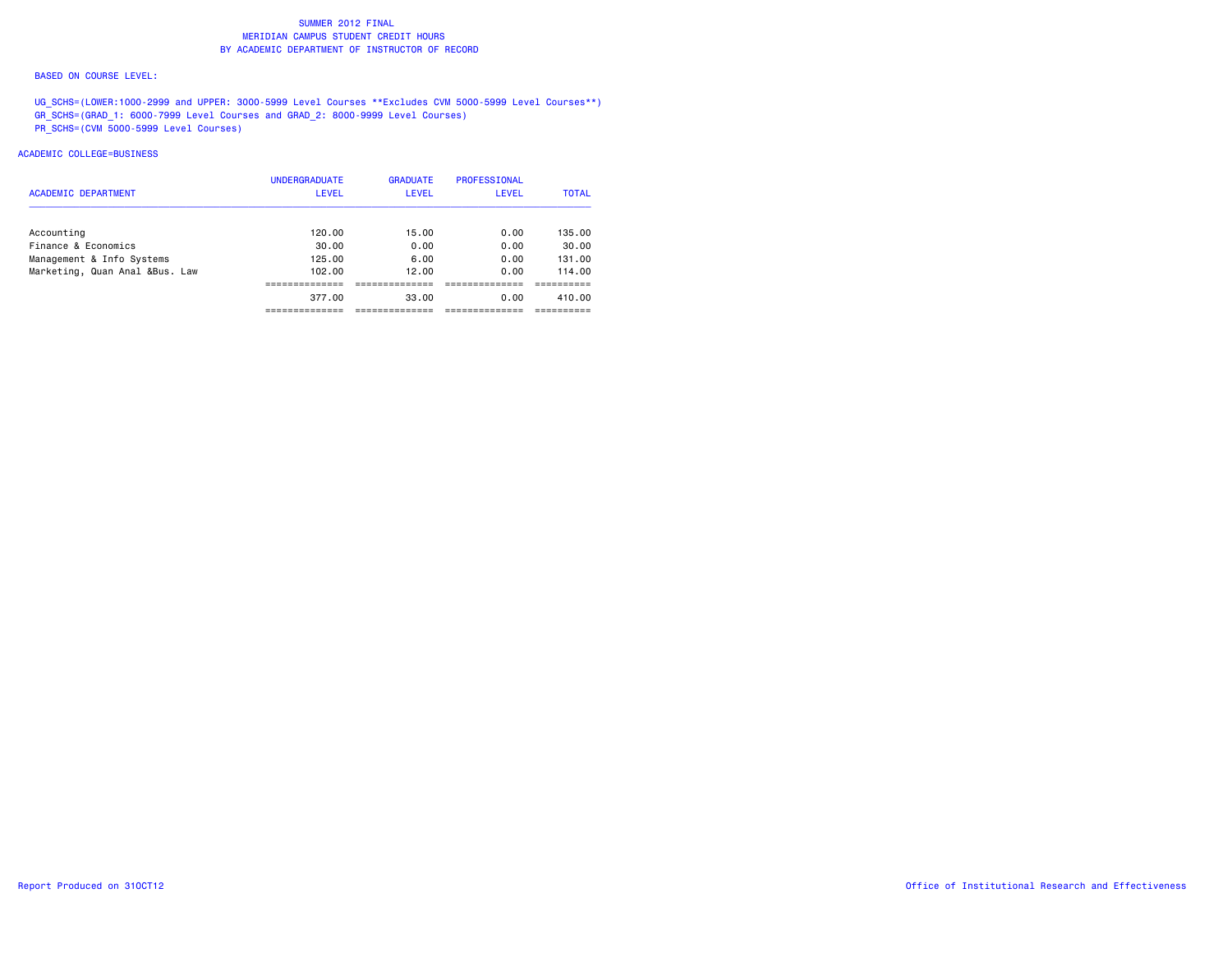# SUMMER 2012 FINAL
## MERIDIAN CAMPUS STUDENT CREDIT HOURS
## BY ACADEMIC DEPARTMENT OF INSTRUCTOR OF RECORD

BASED ON COURSE LEVEL:

UG_SCHS=(LOWER:1000-2999 and UPPER: 3000-5999 Level Courses **Excludes CVM 5000-5999 Level Courses**)
GR_SCHS=(GRAD_1: 6000-7999 Level Courses and GRAD_2: 8000-9999 Level Courses)
PR_SCHS=(CVM 5000-5999 Level Courses)

ACADEMIC COLLEGE=BUSINESS

| ACADEMIC DEPARTMENT | UNDERGRADUATE LEVEL | GRADUATE LEVEL | PROFESSIONAL LEVEL | TOTAL |
|---|---|---|---|---|
| Accounting | 120.00 | 15.00 | 0.00 | 135.00 |
| Finance & Economics | 30.00 | 0.00 | 0.00 | 30.00 |
| Management & Info Systems | 125.00 | 6.00 | 0.00 | 131.00 |
| Marketing, Quan Anal &Bus. Law | 102.00 | 12.00 | 0.00 | 114.00 |
| | 377.00 | 33.00 | 0.00 | 410.00 |

Report Produced on 31OCT12

Office of Institutional Research and Effectiveness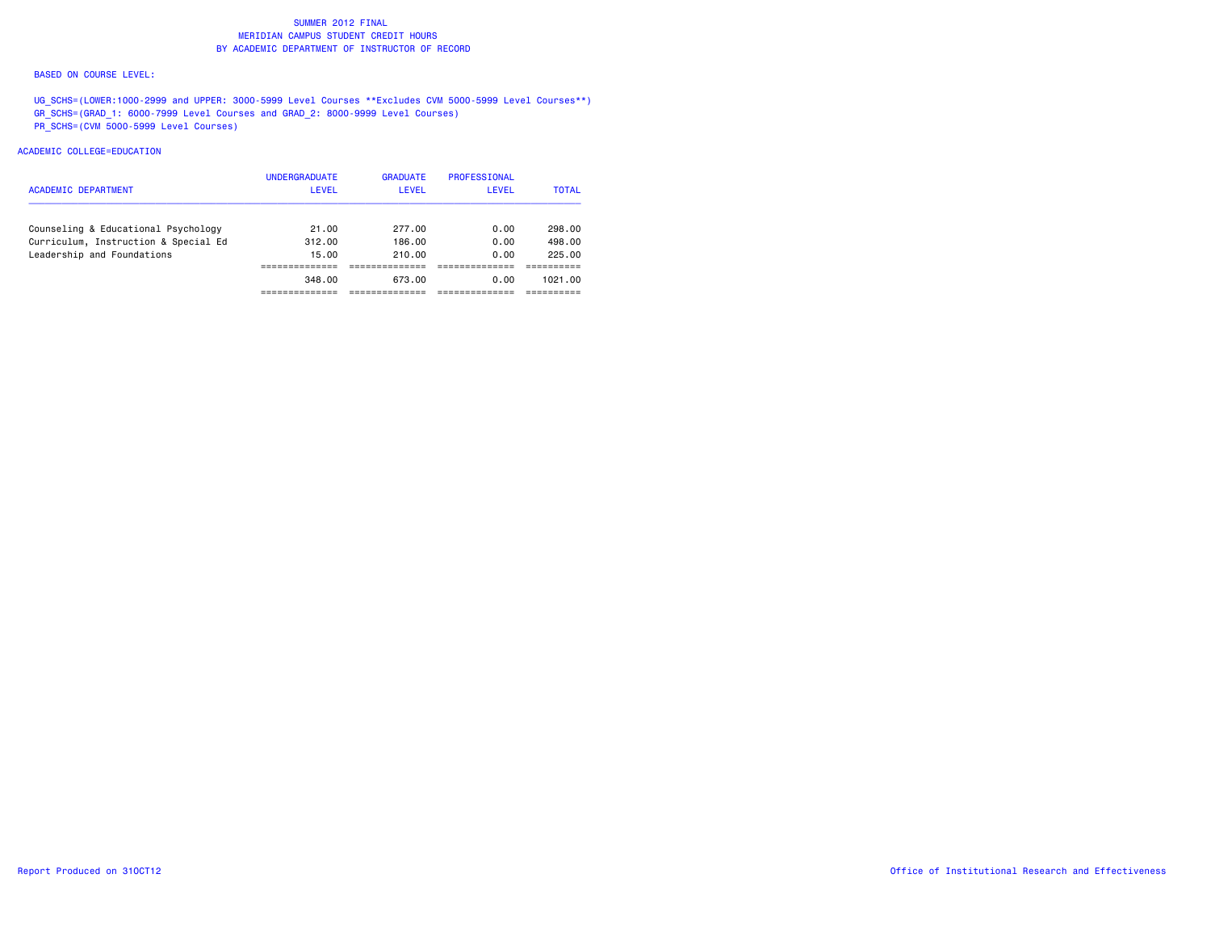# SUMMER 2012 FINAL
## MERIDIAN CAMPUS STUDENT CREDIT HOURS
## BY ACADEMIC DEPARTMENT OF INSTRUCTOR OF RECORD

BASED ON COURSE LEVEL:

UG_SCHS=(LOWER:1000-2999 and UPPER: 3000-5999 Level Courses **Excludes CVM 5000-5999 Level Courses**)
GR_SCHS=(GRAD_1: 6000-7999 Level Courses and GRAD_2: 8000-9999 Level Courses)
PR_SCHS=(CVM 5000-5999 Level Courses)

ACADEMIC COLLEGE=EDUCATION

| ACADEMIC DEPARTMENT | UNDERGRADUATE LEVEL | GRADUATE LEVEL | PROFESSIONAL LEVEL | TOTAL |
|---|---|---|---|---|
| Counseling & Educational Psychology | 21.00 | 277.00 | 0.00 | 298.00 |
| Curriculum, Instruction & Special Ed | 312.00 | 186.00 | 0.00 | 498.00 |
| Leadership and Foundations | 15.00 | 210.00 | 0.00 | 225.00 |
| | 348.00 | 673.00 | 0.00 | 1021.00 |

Report Produced on 31OCT12

Office of Institutional Research and Effectiveness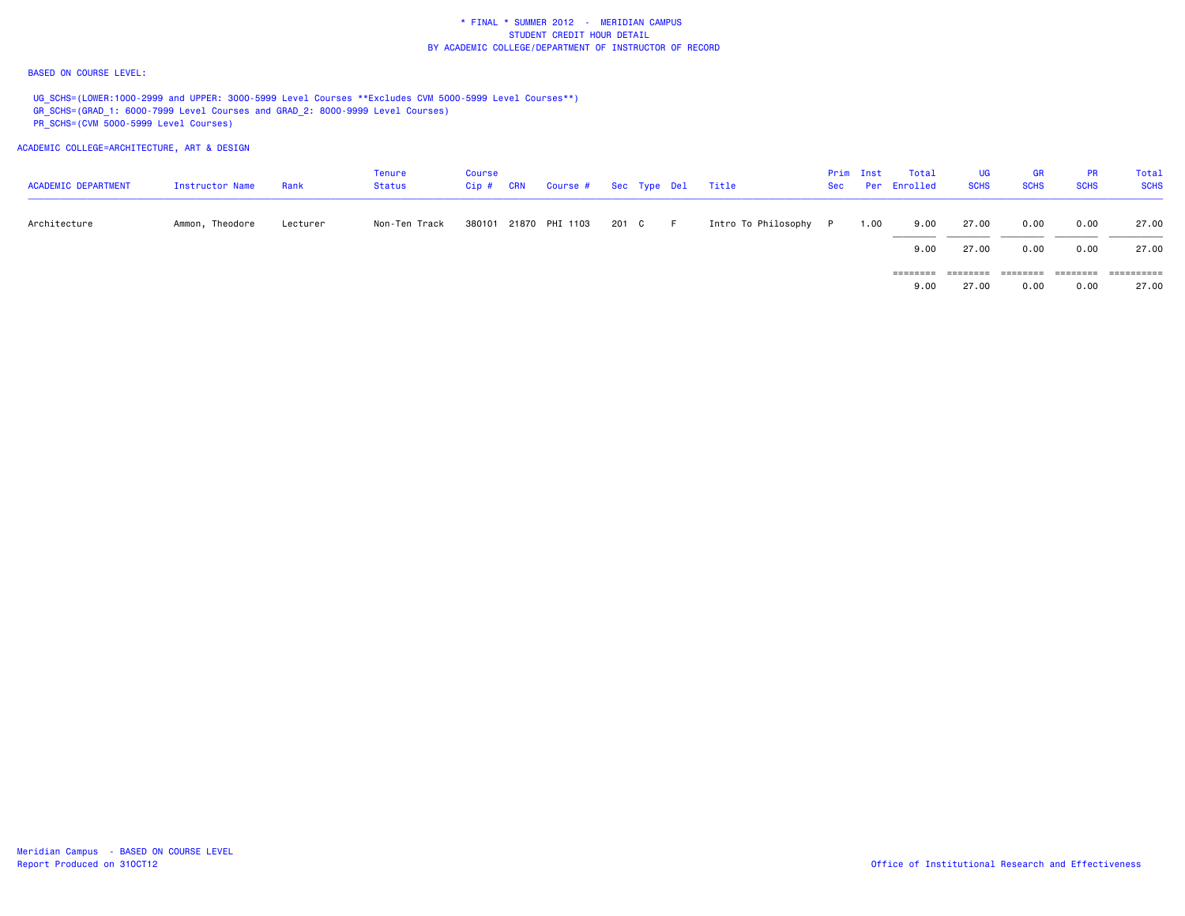\* FINAL \* SUMMER 2012 - MERIDIAN CAMPUS
STUDENT CREDIT HOUR DETAIL
BY ACADEMIC COLLEGE/DEPARTMENT OF INSTRUCTOR OF RECORD

BASED ON COURSE LEVEL:

UG_SCHS=(LOWER:1000-2999 and UPPER: 3000-5999 Level Courses **Excludes CVM 5000-5999 Level Courses**)
GR_SCHS=(GRAD_1: 6000-7999 Level Courses and GRAD_2: 8000-9999 Level Courses)
PR_SCHS=(CVM 5000-5999 Level Courses)

ACADEMIC COLLEGE=ARCHITECTURE, ART & DESIGN

| ACADEMIC DEPARTMENT | Instructor Name | Rank | Tenure Status | Course Cip # | CRN | Course # | Sec | Type | Del | Title | Prim Sec | Inst Per | Total Enrolled | UG SCHS | GR SCHS | PR SCHS | Total SCHS |
|---|---|---|---|---|---|---|---|---|---|---|---|---|---|---|---|---|---|
| Architecture | Ammon, Theodore | Lecturer | Non-Ten Track | 380101 | 21870 | PHI 1103 | 201 | C | F | Intro To Philosophy | P | 1.00 | 9.00 | 27.00 | 0.00 | 0.00 | 27.00 |
| | | | | | | | | | | | | | 9.00 | 27.00 | 0.00 | 0.00 | 27.00 |
| | | | | | | | | | | | | | 9.00 | 27.00 | 0.00 | 0.00 | 27.00 |

Meridian Campus - BASED ON COURSE LEVEL
Report Produced on 31OCT12

Office of Institutional Research and Effectiveness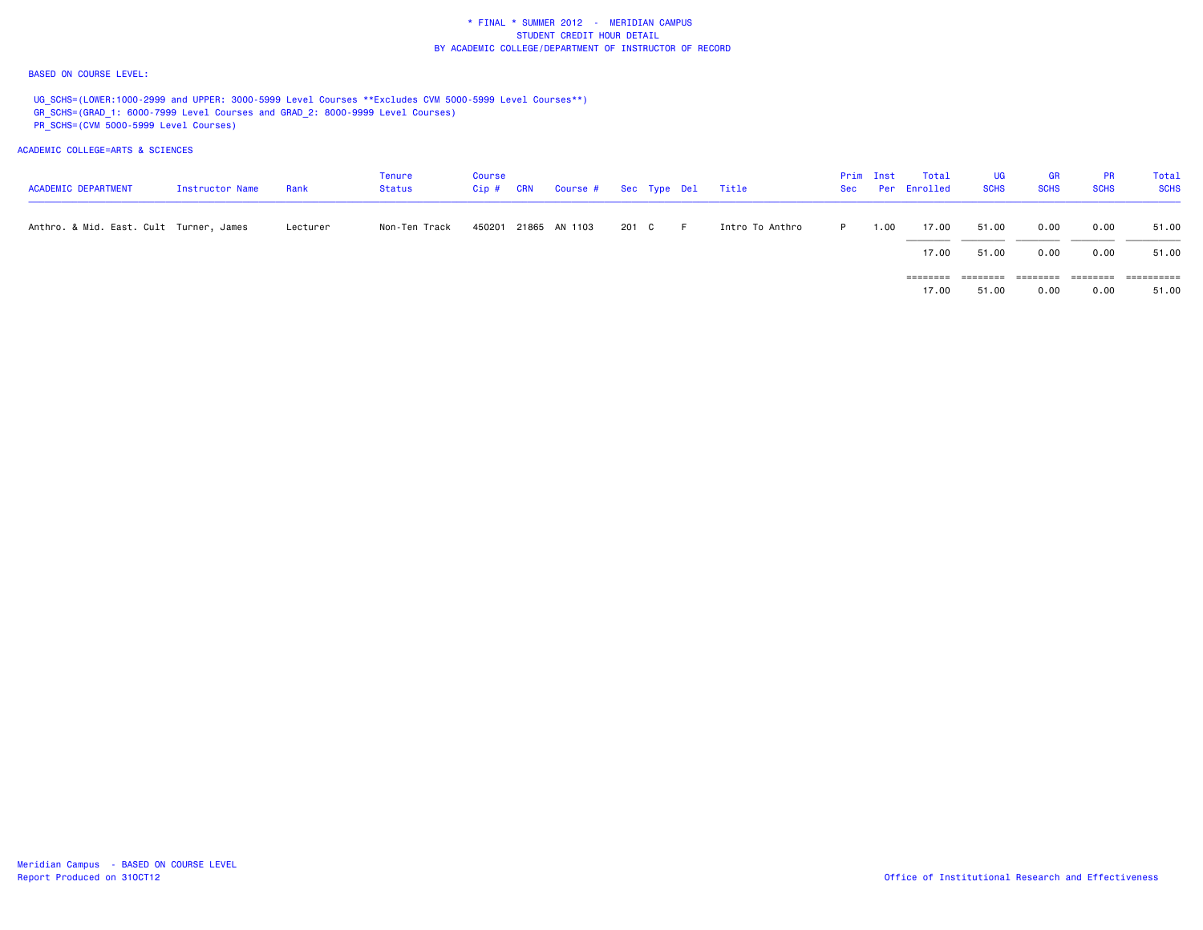\* FINAL \* SUMMER 2012 - MERIDIAN CAMPUS
STUDENT CREDIT HOUR DETAIL
BY ACADEMIC COLLEGE/DEPARTMENT OF INSTRUCTOR OF RECORD

BASED ON COURSE LEVEL:

UG_SCHS=(LOWER:1000-2999 and UPPER: 3000-5999 Level Courses **Excludes CVM 5000-5999 Level Courses**)
GR_SCHS=(GRAD_1: 6000-7999 Level Courses and GRAD_2: 8000-9999 Level Courses)
PR_SCHS=(CVM 5000-5999 Level Courses)

ACADEMIC COLLEGE=ARTS & SCIENCES

| ACADEMIC DEPARTMENT | Instructor Name | Rank | Tenure Status | Course Cip # | CRN | Course # | Sec | Type | Del | Title | Prim Sec | Inst Per | Total Enrolled | UG SCHS | GR SCHS | PR SCHS | Total SCHS |
|---|---|---|---|---|---|---|---|---|---|---|---|---|---|---|---|---|---|
| Anthro. & Mid. East. Cult | Turner, James | Lecturer | Non-Ten Track | 450201 | 21865 | AN 1103 | 201 | C | F | Intro To Anthro | P | 1.00 | 17.00 | 51.00 | 0.00 | 0.00 | 51.00 |
| | | | | | | | | | | | | | 17.00 | 51.00 | 0.00 | 0.00 | 51.00 |
| | | | | | | | | | | | | | 17.00 | 51.00 | 0.00 | 0.00 | 51.00 |

Meridian Campus - BASED ON COURSE LEVEL
Report Produced on 31OCT12

Office of Institutional Research and Effectiveness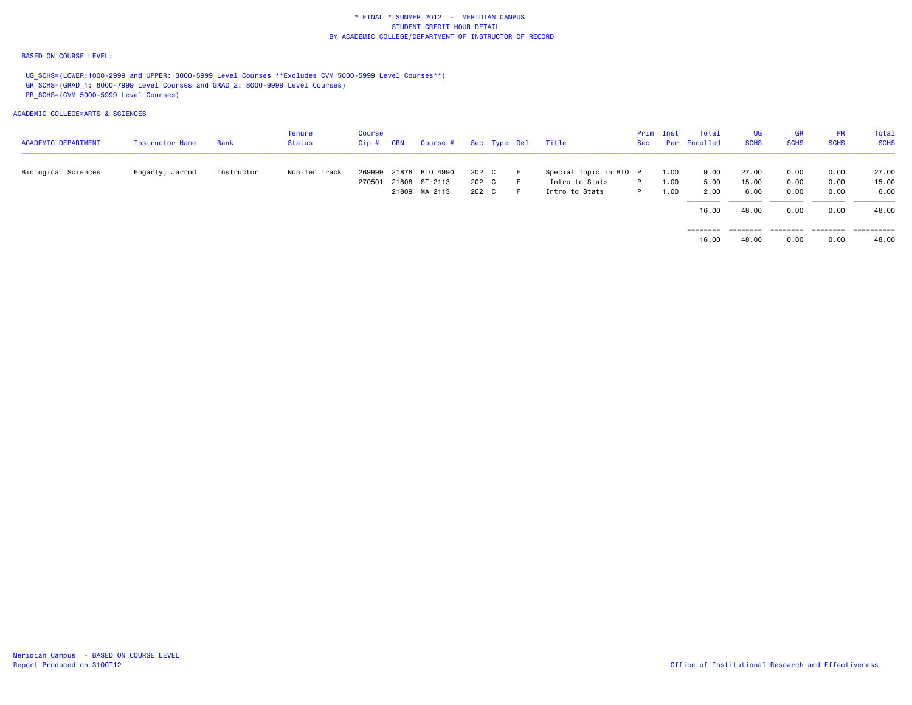\* FINAL \* SUMMER 2012 - MERIDIAN CAMPUS
STUDENT CREDIT HOUR DETAIL
BY ACADEMIC COLLEGE/DEPARTMENT OF INSTRUCTOR OF RECORD

BASED ON COURSE LEVEL:

UG_SCHS=(LOWER:1000-2999 and UPPER: 3000-5999 Level Courses **Excludes CVM 5000-5999 Level Courses**)
GR_SCHS=(GRAD_1: 6000-7999 Level Courses and GRAD_2: 8000-9999 Level Courses)
PR_SCHS=(CVM 5000-5999 Level Courses)

ACADEMIC COLLEGE=ARTS & SCIENCES

| ACADEMIC DEPARTMENT | Instructor Name | Rank | Tenure Status | Course Cip # | CRN | Course # | Sec | Type | Del | Title | Prim Sec | Inst Per | Total Enrolled | UG SCHS | GR SCHS | PR SCHS | Total SCHS |
|---|---|---|---|---|---|---|---|---|---|---|---|---|---|---|---|---|---|
| Biological Sciences | Fogarty, Jarrod | Instructor | Non-Ten Track | 269999 | 21876 | BIO 4990 | 202 | C | F | Special Topic in BIO | P | 1.00 | 9.00 | 27.00 | 0.00 | 0.00 | 27.00 |
| | | | | 270501 | 21808 | ST 2113 | 202 | C | F | Intro to Stats | P | 1.00 | 5.00 | 15.00 | 0.00 | 0.00 | 15.00 |
| | | | | | 21809 | MA 2113 | 202 | C | F | Intro to Stats | P | 1.00 | 2.00 | 6.00 | 0.00 | 0.00 | 6.00 |
| | | | | | | | | | | | | | 16.00 | 48.00 | 0.00 | 0.00 | 48.00 |
| | | | | | | | | | | | | | 16.00 | 48.00 | 0.00 | 0.00 | 48.00 |

Meridian Campus - BASED ON COURSE LEVEL
Report Produced on 31OCT12

Office of Institutional Research and Effectiveness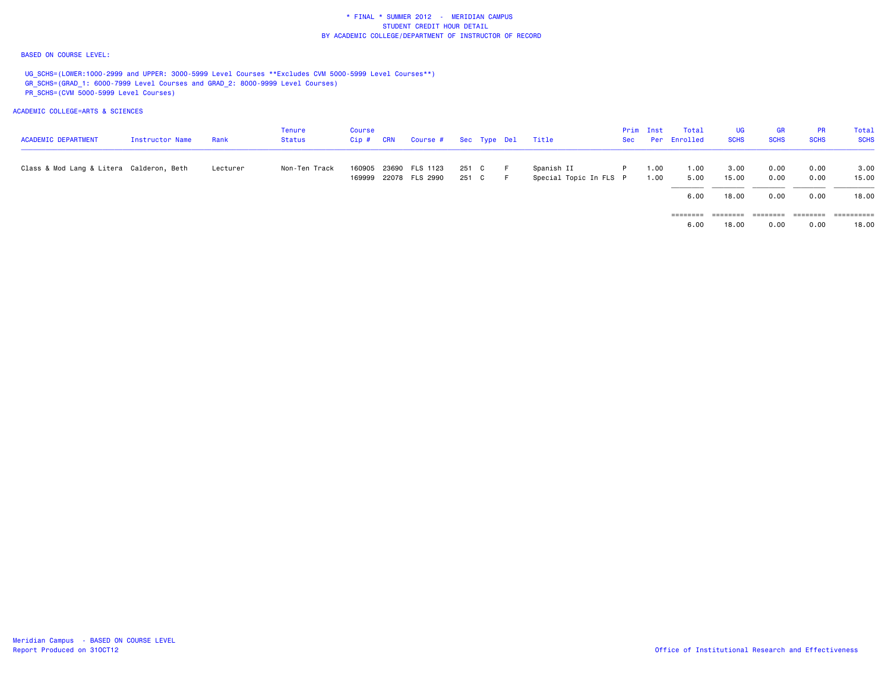\* FINAL \* SUMMER 2012 - MERIDIAN CAMPUS
STUDENT CREDIT HOUR DETAIL
BY ACADEMIC COLLEGE/DEPARTMENT OF INSTRUCTOR OF RECORD

BASED ON COURSE LEVEL:

UG_SCHS=(LOWER:1000-2999 and UPPER: 3000-5999 Level Courses **Excludes CVM 5000-5999 Level Courses**)
GR_SCHS=(GRAD_1: 6000-7999 Level Courses and GRAD_2: 8000-9999 Level Courses)
PR_SCHS=(CVM 5000-5999 Level Courses)

ACADEMIC COLLEGE=ARTS & SCIENCES

| ACADEMIC DEPARTMENT | Instructor Name | Rank | Tenure Status | Course Cip # | CRN | Course # | Sec | Type | Del | Title | Prim Sec | Inst Per | Total Enrolled | UG SCHS | GR SCHS | PR SCHS | Total SCHS |
|---|---|---|---|---|---|---|---|---|---|---|---|---|---|---|---|---|---|
| Class & Mod Lang & Litera | Calderon, Beth | Lecturer | Non-Ten Track | 160905 | 23690 | FLS 1123 | 251 | C | F | Spanish II | P | 1.00 | 1.00 | 3.00 | 0.00 | 0.00 | 3.00 |
| | | | | 169999 | 22078 | FLS 2990 | 251 | C | F | Special Topic In FLS | P | 1.00 | 5.00 | 15.00 | 0.00 | 0.00 | 15.00 |
| | | | | | | | | | | | | | 6.00 | 18.00 | 0.00 | 0.00 | 18.00 |
| | | | | | | | | | | | | | 6.00 | 18.00 | 0.00 | 0.00 | 18.00 |

Meridian Campus - BASED ON COURSE LEVEL
Report Produced on 31OCT12

Office of Institutional Research and Effectiveness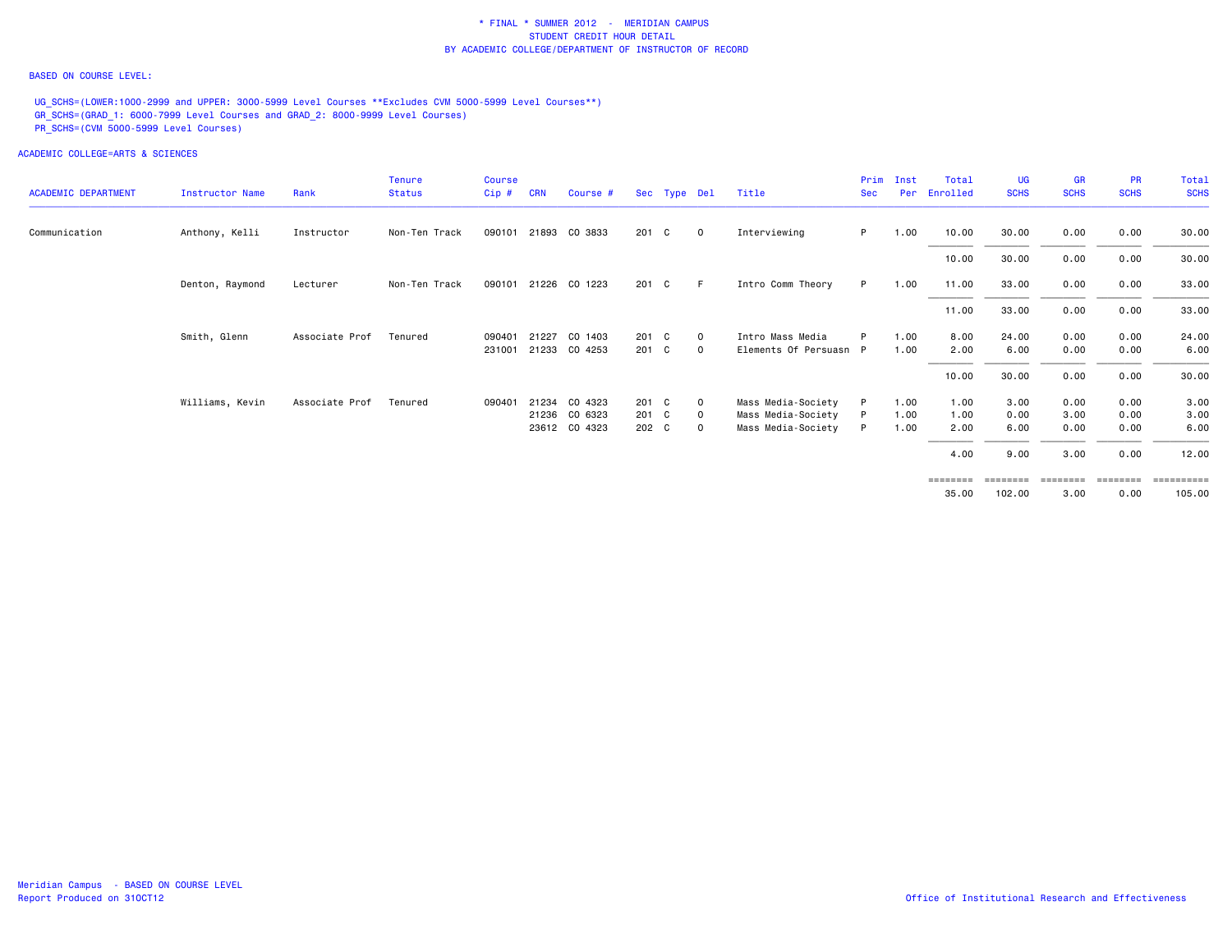* FINAL * SUMMER 2012 - MERIDIAN CAMPUS
STUDENT CREDIT HOUR DETAIL
BY ACADEMIC COLLEGE/DEPARTMENT OF INSTRUCTOR OF RECORD

BASED ON COURSE LEVEL:

UG_SCHS=(LOWER:1000-2999 and UPPER: 3000-5999 Level Courses **Excludes CVM 5000-5999 Level Courses**)
GR_SCHS=(GRAD_1: 6000-7999 Level Courses and GRAD_2: 8000-9999 Level Courses)
PR_SCHS=(CVM 5000-5999 Level Courses)

ACADEMIC COLLEGE=ARTS & SCIENCES

| ACADEMIC DEPARTMENT | Instructor Name | Rank | Tenure Status | Course Cip # | CRN | Course # | Sec | Type | Del | Title | Prim Sec | Inst Per | Total Enrolled | UG SCHS | GR SCHS | PR SCHS | Total SCHS |
|---|---|---|---|---|---|---|---|---|---|---|---|---|---|---|---|---|---|
| Communication | Anthony, Kelli | Instructor | Non-Ten Track | 090101 | 21893 | CO 3833 | 201 | C | O | Interviewing | P | 1.00 | 10.00 | 30.00 | 0.00 | 0.00 | 30.00 |
| | | | | | | | | | | | | | 10.00 | 30.00 | 0.00 | 0.00 | 30.00 |
| | Denton, Raymond | Lecturer | Non-Ten Track | 090101 | 21226 | CO 1223 | 201 | C | F | Intro Comm Theory | P | 1.00 | 11.00 | 33.00 | 0.00 | 0.00 | 33.00 |
| | | | | | | | | | | | | | 11.00 | 33.00 | 0.00 | 0.00 | 33.00 |
| | Smith, Glenn | Associate Prof | Tenured | 090401 | 21227 | CO 1403 | 201 | C | O | Intro Mass Media | P | 1.00 | 8.00 | 24.00 | 0.00 | 0.00 | 24.00 |
| | | | | 231001 | 21233 | CO 4253 | 201 | C | O | Elements Of Persuasn | P | 1.00 | 2.00 | 6.00 | 0.00 | 0.00 | 6.00 |
| | | | | | | | | | | | | | 10.00 | 30.00 | 0.00 | 0.00 | 30.00 |
| | Williams, Kevin | Associate Prof | Tenured | 090401 | 21234 | CO 4323 | 201 | C | O | Mass Media-Society | P | 1.00 | 1.00 | 3.00 | 0.00 | 0.00 | 3.00 |
| | | | | | 21236 | CO 6323 | 201 | C | O | Mass Media-Society | P | 1.00 | 1.00 | 0.00 | 3.00 | 0.00 | 3.00 |
| | | | | | 23612 | CO 4323 | 202 | C | O | Mass Media-Society | P | 1.00 | 2.00 | 6.00 | 0.00 | 0.00 | 6.00 |
| | | | | | | | | | | | | | 4.00 | 9.00 | 3.00 | 0.00 | 12.00 |
| | | | | | | | | | | | | | 35.00 | 102.00 | 3.00 | 0.00 | 105.00 |

Meridian Campus - BASED ON COURSE LEVEL
Report Produced on 31OCT12

Office of Institutional Research and Effectiveness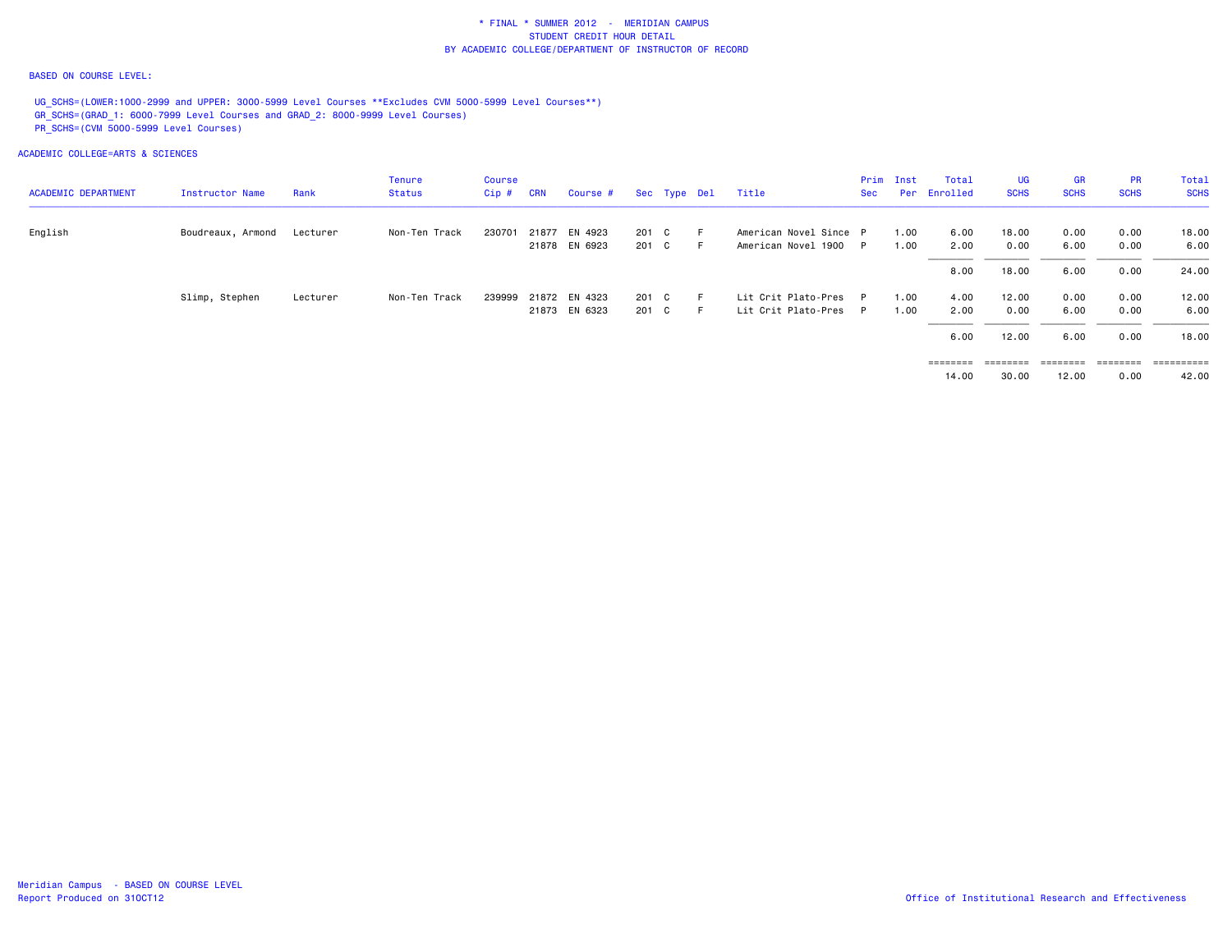* FINAL * SUMMER 2012 - MERIDIAN CAMPUS
STUDENT CREDIT HOUR DETAIL
BY ACADEMIC COLLEGE/DEPARTMENT OF INSTRUCTOR OF RECORD

BASED ON COURSE LEVEL:

UG_SCHS=(LOWER:1000-2999 and UPPER: 3000-5999 Level Courses **Excludes CVM 5000-5999 Level Courses**)
GR_SCHS=(GRAD_1: 6000-7999 Level Courses and GRAD_2: 8000-9999 Level Courses)
PR_SCHS=(CVM 5000-5999 Level Courses)

ACADEMIC COLLEGE=ARTS & SCIENCES

| ACADEMIC DEPARTMENT | Instructor Name | Rank | Tenure Status | Course Cip # | CRN | Course # | Sec | Type | Del | Title | Prim Sec | Inst Per | Total Enrolled | UG SCHS | GR SCHS | PR SCHS | Total SCHS |
|---|---|---|---|---|---|---|---|---|---|---|---|---|---|---|---|---|---|
| English | Boudreaux, Armond | Lecturer | Non-Ten Track | 230701 | 21877 | EN 4923 | 201 | C | F | American Novel Since | P | 1.00 | 6.00 | 18.00 | 0.00 | 0.00 | 18.00 |
| | | | | | 21878 | EN 6923 | 201 | C | F | American Novel 1900 | P | 1.00 | 2.00 | 0.00 | 6.00 | 0.00 | 6.00 |
| | | | | | | | | | | | | | 8.00 | 18.00 | 6.00 | 0.00 | 24.00 |
| | Slimp, Stephen | Lecturer | Non-Ten Track | 239999 | 21872 | EN 4323 | 201 | C | F | Lit Crit Plato-Pres | P | 1.00 | 4.00 | 12.00 | 0.00 | 0.00 | 12.00 |
| | | | | | 21873 | EN 6323 | 201 | C | F | Lit Crit Plato-Pres | P | 1.00 | 2.00 | 0.00 | 6.00 | 0.00 | 6.00 |
| | | | | | | | | | | | | | 6.00 | 12.00 | 6.00 | 0.00 | 18.00 |
| | | | | | | | | | | | | | 14.00 | 30.00 | 12.00 | 0.00 | 42.00 |

Meridian Campus - BASED ON COURSE LEVEL
Report Produced on 31OCT12

Office of Institutional Research and Effectiveness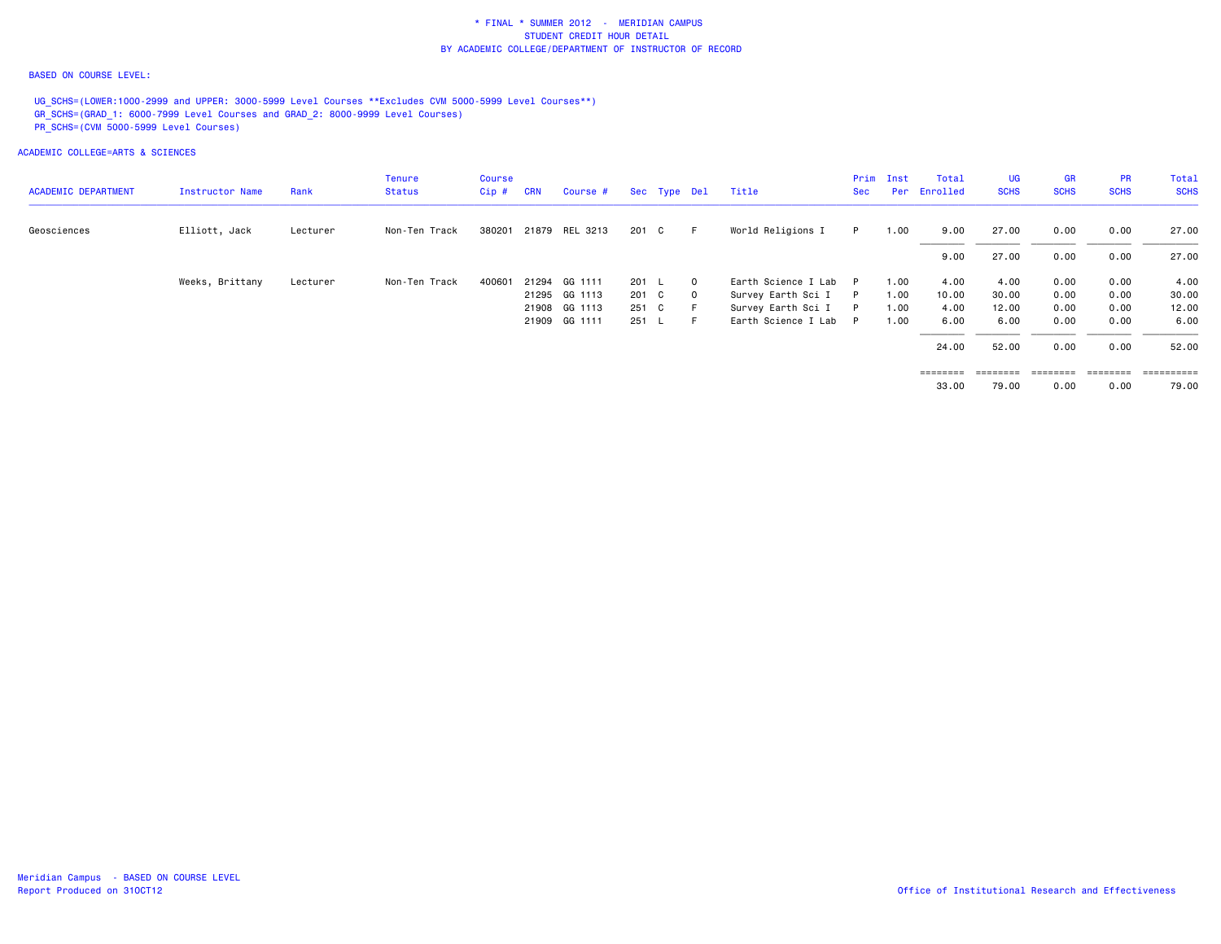\* FINAL \* SUMMER 2012 - MERIDIAN CAMPUS
STUDENT CREDIT HOUR DETAIL
BY ACADEMIC COLLEGE/DEPARTMENT OF INSTRUCTOR OF RECORD

BASED ON COURSE LEVEL:

UG_SCHS=(LOWER:1000-2999 and UPPER: 3000-5999 Level Courses **Excludes CVM 5000-5999 Level Courses**)
GR_SCHS=(GRAD_1: 6000-7999 Level Courses and GRAD_2: 8000-9999 Level Courses)
PR_SCHS=(CVM 5000-5999 Level Courses)

ACADEMIC COLLEGE=ARTS & SCIENCES

| ACADEMIC DEPARTMENT | Instructor Name | Rank | Tenure Status | Course Cip # | CRN | Course # | Sec | Type | Del | Title | Prim Sec | Inst Per | Total Enrolled | UG SCHS | GR SCHS | PR SCHS | Total SCHS |
|---|---|---|---|---|---|---|---|---|---|---|---|---|---|---|---|---|---|
| Geosciences | Elliott, Jack | Lecturer | Non-Ten Track | 380201 | 21879 | REL 3213 | 201 | C | F | World Religions I | P | 1.00 | 9.00 | 27.00 | 0.00 | 0.00 | 27.00 |
| | | | | | | | | | | | | | 9.00 | 27.00 | 0.00 | 0.00 | 27.00 |
| | Weeks, Brittany | Lecturer | Non-Ten Track | 400601 | 21294 | GG 1111 | 201 | L | O | Earth Science I Lab | P | 1.00 | 4.00 | 4.00 | 0.00 | 0.00 | 4.00 |
| | | | | | 21295 | GG 1113 | 201 | C | O | Survey Earth Sci I | P | 1.00 | 10.00 | 30.00 | 0.00 | 0.00 | 30.00 |
| | | | | | 21908 | GG 1113 | 251 | C | F | Survey Earth Sci I | P | 1.00 | 4.00 | 12.00 | 0.00 | 0.00 | 12.00 |
| | | | | | 21909 | GG 1111 | 251 | L | F | Earth Science I Lab | P | 1.00 | 6.00 | 6.00 | 0.00 | 0.00 | 6.00 |
| | | | | | | | | | | | | | 24.00 | 52.00 | 0.00 | 0.00 | 52.00 |
| | | | | | | | | | | | | | 33.00 | 79.00 | 0.00 | 0.00 | 79.00 |

Meridian Campus - BASED ON COURSE LEVEL
Report Produced on 31OCT12

Office of Institutional Research and Effectiveness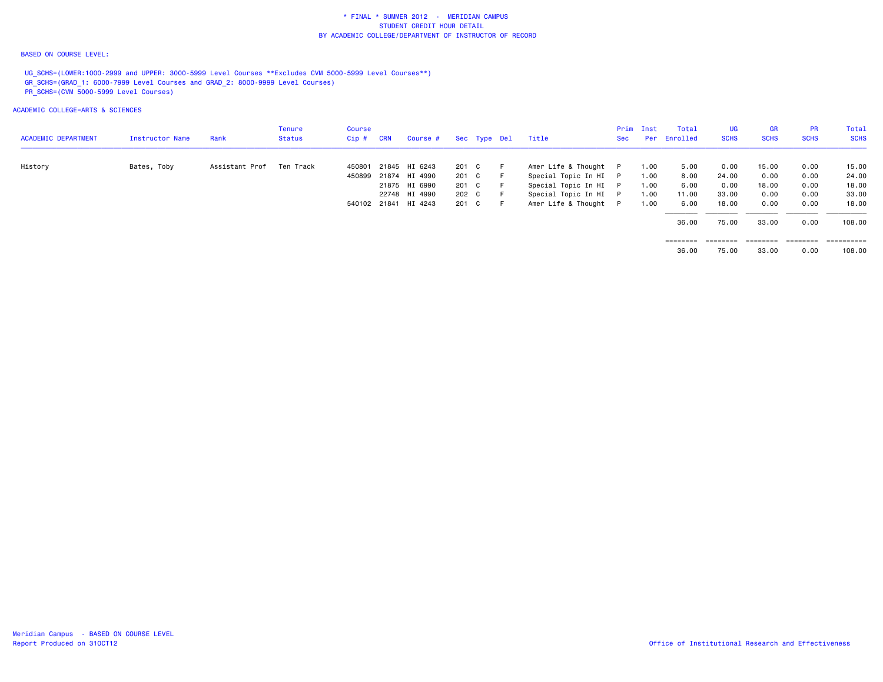\* FINAL \* SUMMER 2012 - MERIDIAN CAMPUS
STUDENT CREDIT HOUR DETAIL
BY ACADEMIC COLLEGE/DEPARTMENT OF INSTRUCTOR OF RECORD

BASED ON COURSE LEVEL:

UG_SCHS=(LOWER:1000-2999 and UPPER: 3000-5999 Level Courses **Excludes CVM 5000-5999 Level Courses**)
GR_SCHS=(GRAD_1: 6000-7999 Level Courses and GRAD_2: 8000-9999 Level Courses)
PR_SCHS=(CVM 5000-5999 Level Courses)

ACADEMIC COLLEGE=ARTS & SCIENCES

| ACADEMIC DEPARTMENT | Instructor Name | Rank | Tenure Status | Course Cip # | CRN | Course # | Sec | Type | Del | Title | Prim Sec | Inst Per | Total Enrolled | UG SCHS | GR SCHS | PR SCHS | Total SCHS |
|---|---|---|---|---|---|---|---|---|---|---|---|---|---|---|---|---|---|
| History | Bates, Toby | Assistant Prof | Ten Track | 450801 | 21845 | HI 6243 | 201 | C | F | Amer Life & Thought | P | 1.00 | 5.00 | 0.00 | 15.00 | 0.00 | 15.00 |
| | | | | 450899 | 21874 | HI 4990 | 201 | C | F | Special Topic In HI | P | 1.00 | 8.00 | 24.00 | 0.00 | 0.00 | 24.00 |
| | | | | | 21875 | HI 6990 | 201 | C | F | Special Topic In HI | P | 1.00 | 6.00 | 0.00 | 18.00 | 0.00 | 18.00 |
| | | | | | 22748 | HI 4990 | 202 | C | F | Special Topic In HI | P | 1.00 | 11.00 | 33.00 | 0.00 | 0.00 | 33.00 |
| | | | | 540102 | 21841 | HI 4243 | 201 | C | F | Amer Life & Thought | P | 1.00 | 6.00 | 18.00 | 0.00 | 0.00 | 18.00 |
| | | | | | | | | | | | | | 36.00 | 75.00 | 33.00 | 0.00 | 108.00 |
| | | | | | | | | | | | | | 36.00 | 75.00 | 33.00 | 0.00 | 108.00 |

Meridian Campus - BASED ON COURSE LEVEL
Report Produced on 31OCT12

Office of Institutional Research and Effectiveness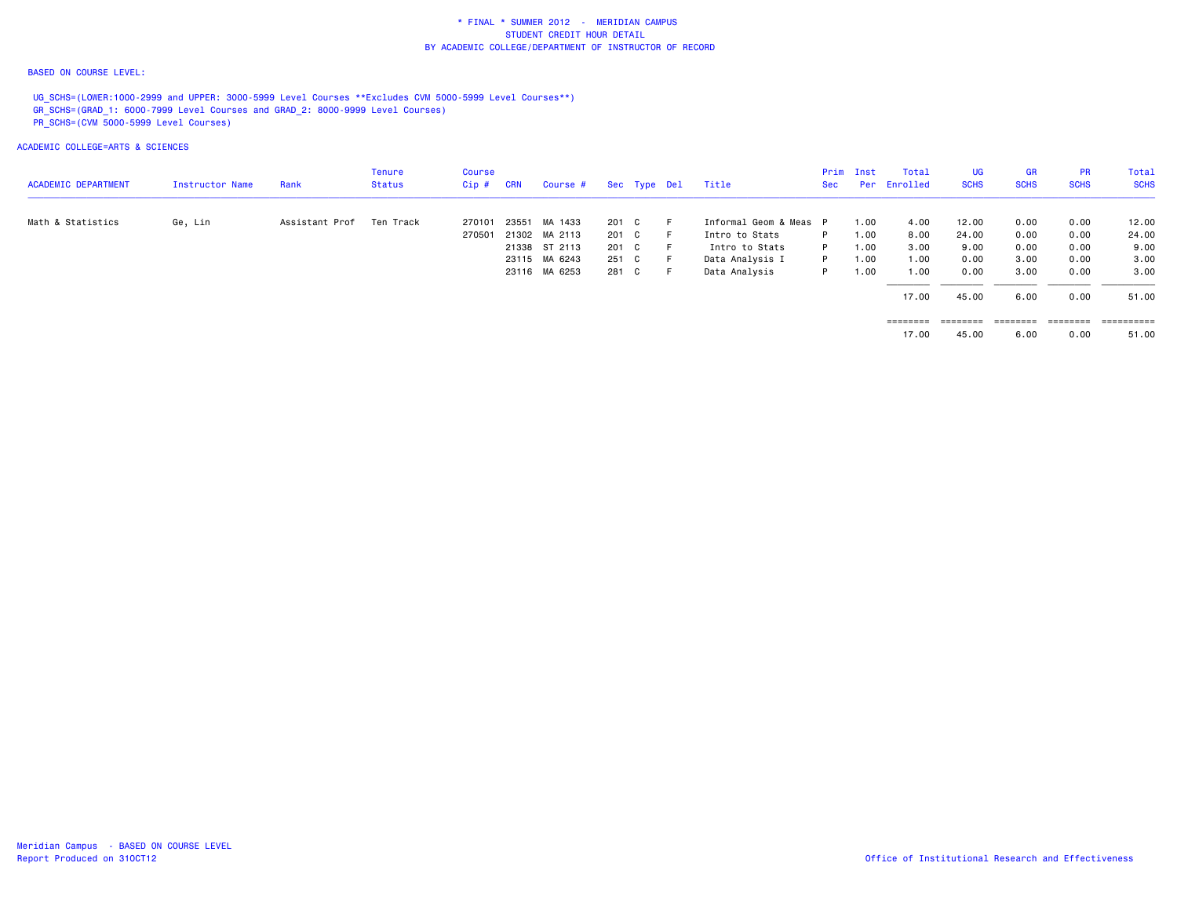\* FINAL \* SUMMER 2012 - MERIDIAN CAMPUS
STUDENT CREDIT HOUR DETAIL
BY ACADEMIC COLLEGE/DEPARTMENT OF INSTRUCTOR OF RECORD

BASED ON COURSE LEVEL:

UG_SCHS=(LOWER:1000-2999 and UPPER: 3000-5999 Level Courses **Excludes CVM 5000-5999 Level Courses**)
GR_SCHS=(GRAD_1: 6000-7999 Level Courses and GRAD_2: 8000-9999 Level Courses)
PR_SCHS=(CVM 5000-5999 Level Courses)

ACADEMIC COLLEGE=ARTS & SCIENCES

| ACADEMIC DEPARTMENT | Instructor Name | Rank | Tenure Status | Course Cip # | CRN | Course # | Sec | Type | Del | Title | Prim Sec | Inst Per | Total Enrolled | UG SCHS | GR SCHS | PR SCHS | Total SCHS |
|---|---|---|---|---|---|---|---|---|---|---|---|---|---|---|---|---|---|
| Math & Statistics | Ge, Lin | Assistant Prof | Ten Track | 270101 | 23551 | MA 1433 | 201 | C | F | Informal Geom & Meas | P | 1.00 | 4.00 | 12.00 | 0.00 | 0.00 | 12.00 |
| | | | | 270501 | 21302 | MA 2113 | 201 | C | F | Intro to Stats | P | 1.00 | 8.00 | 24.00 | 0.00 | 0.00 | 24.00 |
| | | | | | 21338 | ST 2113 | 201 | C | F | Intro to Stats | P | 1.00 | 3.00 | 9.00 | 0.00 | 0.00 | 9.00 |
| | | | | | 23115 | MA 6243 | 251 | C | F | Data Analysis I | P | 1.00 | 1.00 | 0.00 | 3.00 | 0.00 | 3.00 |
| | | | | | 23116 | MA 6253 | 281 | C | F | Data Analysis | P | 1.00 | 1.00 | 0.00 | 3.00 | 0.00 | 3.00 |
| | | | | | | | | | | | | | 17.00 | 45.00 | 6.00 | 0.00 | 51.00 |
| | | | | | | | | | | | | | 17.00 | 45.00 | 6.00 | 0.00 | 51.00 |

Meridian Campus - BASED ON COURSE LEVEL
Report Produced on 31OCT12

Office of Institutional Research and Effectiveness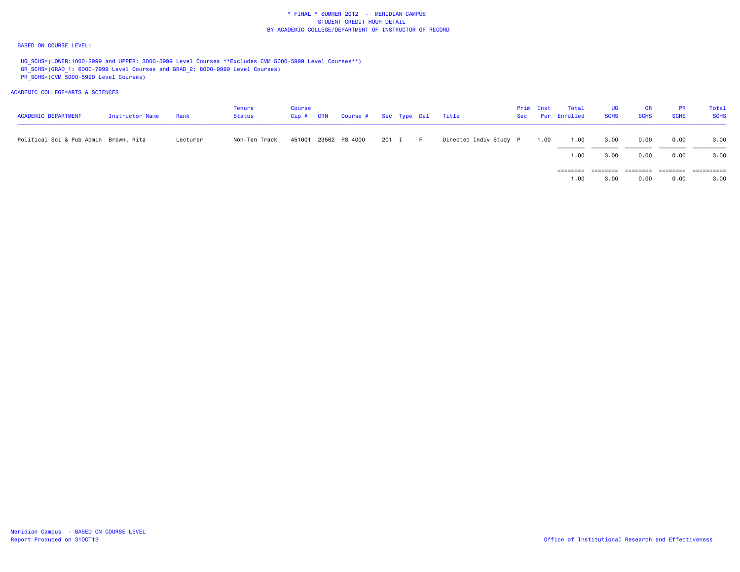\* FINAL \* SUMMER 2012 - MERIDIAN CAMPUS
STUDENT CREDIT HOUR DETAIL
BY ACADEMIC COLLEGE/DEPARTMENT OF INSTRUCTOR OF RECORD

BASED ON COURSE LEVEL:

UG_SCHS=(LOWER:1000-2999 and UPPER: 3000-5999 Level Courses **Excludes CVM 5000-5999 Level Courses**)
GR_SCHS=(GRAD_1: 6000-7999 Level Courses and GRAD_2: 8000-9999 Level Courses)
PR_SCHS=(CVM 5000-5999 Level Courses)

ACADEMIC COLLEGE=ARTS & SCIENCES

| ACADEMIC DEPARTMENT | Instructor Name | Rank | Tenure Status | Course Cip # | CRN | Course # | Sec | Type | Del | Title | Prim Sec | Inst Per | Total Enrolled | UG SCHS | GR SCHS | PR SCHS | Total SCHS |
|---|---|---|---|---|---|---|---|---|---|---|---|---|---|---|---|---|---|
| Political Sci & Pub Admin | Brown, Rita | Lecturer | Non-Ten Track | 451001 | 23562 | PS 4000 | 201 | I | F | Directed Indiv Study | P | 1.00 | 1.00 | 3.00 | 0.00 | 0.00 | 3.00 |
| | | | | | | | | | | | | | 1.00 | 3.00 | 0.00 | 0.00 | 3.00 |
| | | | | | | | | | | | | | 1.00 | 3.00 | 0.00 | 0.00 | 3.00 |

Meridian Campus - BASED ON COURSE LEVEL
Report Produced on 31OCT12

Office of Institutional Research and Effectiveness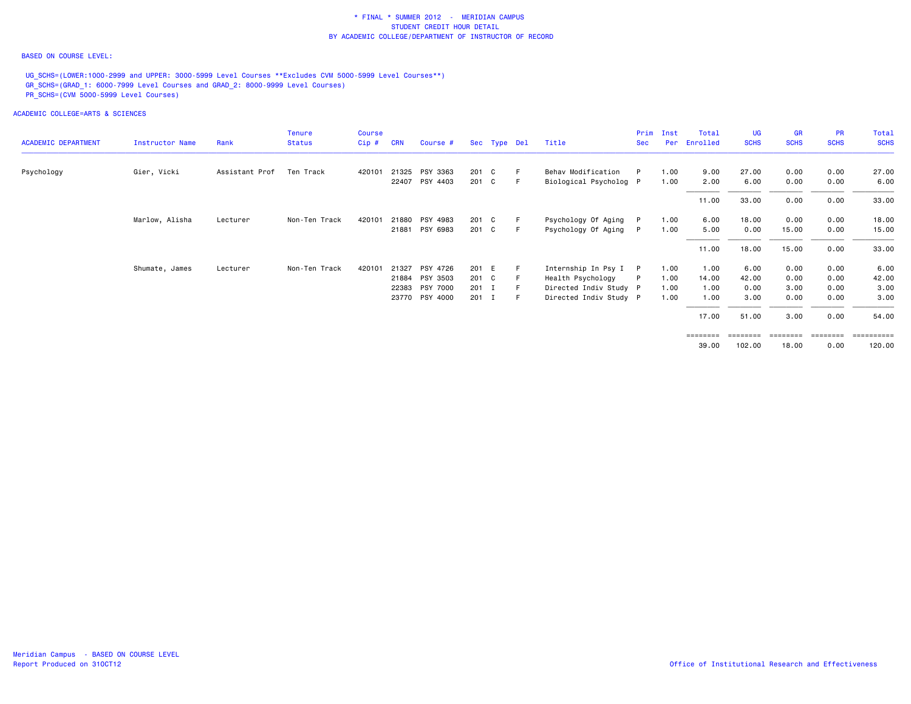\* FINAL \* SUMMER 2012 - MERIDIAN CAMPUS
STUDENT CREDIT HOUR DETAIL
BY ACADEMIC COLLEGE/DEPARTMENT OF INSTRUCTOR OF RECORD

BASED ON COURSE LEVEL:

UG_SCHS=(LOWER:1000-2999 and UPPER: 3000-5999 Level Courses **Excludes CVM 5000-5999 Level Courses**)
GR_SCHS=(GRAD_1: 6000-7999 Level Courses and GRAD_2: 8000-9999 Level Courses)
PR_SCHS=(CVM 5000-5999 Level Courses)

ACADEMIC COLLEGE=ARTS & SCIENCES

| ACADEMIC DEPARTMENT | Instructor Name | Rank | Tenure Status | Course Cip # | CRN | Course # | Sec | Type | Del | Title | Prim Sec | Inst Per | Total Enrolled | UG SCHS | GR SCHS | PR SCHS | Total SCHS |
|---|---|---|---|---|---|---|---|---|---|---|---|---|---|---|---|---|---|
| Psychology | Gier, Vicki | Assistant Prof | Ten Track | 420101 | 21325 | PSY 3363 | 201 | C | F | Behav Modification | P | 1.00 | 9.00 | 27.00 | 0.00 | 0.00 | 27.00 |
| | | | | | 22407 | PSY 4403 | 201 | C | F | Biological Psycholog | P | 1.00 | 2.00 | 6.00 | 0.00 | 0.00 | 6.00 |
| | | | | | | | | | | | | | 11.00 | 33.00 | 0.00 | 0.00 | 33.00 |
| | Marlow, Alisha | Lecturer | Non-Ten Track | 420101 | 21880 | PSY 4983 | 201 | C | F | Psychology Of Aging | P | 1.00 | 6.00 | 18.00 | 0.00 | 0.00 | 18.00 |
| | | | | | 21881 | PSY 6983 | 201 | C | F | Psychology Of Aging | P | 1.00 | 5.00 | 0.00 | 15.00 | 0.00 | 15.00 |
| | | | | | | | | | | | | | 11.00 | 18.00 | 15.00 | 0.00 | 33.00 |
| | Shumate, James | Lecturer | Non-Ten Track | 420101 | 21327 | PSY 4726 | 201 | E | F | Internship In Psy I | P | 1.00 | 1.00 | 6.00 | 0.00 | 0.00 | 6.00 |
| | | | | | 21884 | PSY 3503 | 201 | C | F | Health Psychology | P | 1.00 | 14.00 | 42.00 | 0.00 | 0.00 | 42.00 |
| | | | | | 22383 | PSY 7000 | 201 | I | F | Directed Indiv Study | P | 1.00 | 1.00 | 0.00 | 3.00 | 0.00 | 3.00 |
| | | | | | 23770 | PSY 4000 | 201 | I | F | Directed Indiv Study | P | 1.00 | 1.00 | 3.00 | 0.00 | 0.00 | 3.00 |
| | | | | | | | | | | | | | 17.00 | 51.00 | 3.00 | 0.00 | 54.00 |
| | | | | | | | | | | | | | 39.00 | 102.00 | 18.00 | 0.00 | 120.00 |

Meridian Campus - BASED ON COURSE LEVEL
Report Produced on 31OCT12

Office of Institutional Research and Effectiveness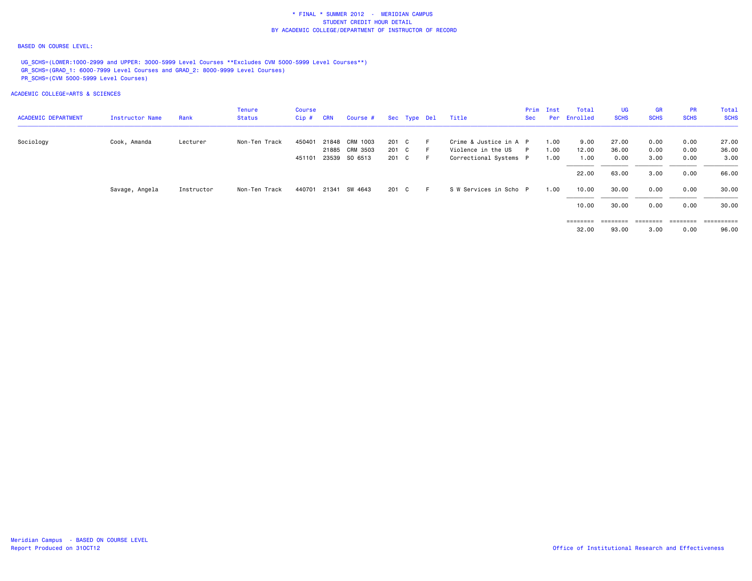# * FINAL * SUMMER 2012 - MERIDIAN CAMPUS
## STUDENT CREDIT HOUR DETAIL
## BY ACADEMIC COLLEGE/DEPARTMENT OF INSTRUCTOR OF RECORD

BASED ON COURSE LEVEL:

UG_SCHS=(LOWER:1000-2999 and UPPER: 3000-5999 Level Courses **Excludes CVM 5000-5999 Level Courses**)
GR_SCHS=(GRAD_1: 6000-7999 Level Courses and GRAD_2: 8000-9999 Level Courses)
PR_SCHS=(CVM 5000-5999 Level Courses)

ACADEMIC COLLEGE=ARTS & SCIENCES

| ACADEMIC DEPARTMENT | Instructor Name | Rank | Tenure Status | Course Cip # | CRN | Course # | Sec | Type | Del | Title | Prim Sec | Inst Per | Total Enrolled | UG SCHS | GR SCHS | PR SCHS | Total SCHS |
|---|---|---|---|---|---|---|---|---|---|---|---|---|---|---|---|---|---|
| Sociology | Cook, Amanda | Lecturer | Non-Ten Track | 450401 | 21848 | CRM 1003 | 201 | C | F | Crime & Justice in A | P | 1.00 | 9.00 | 27.00 | 0.00 | 0.00 | 27.00 |
| | | | | | 21885 | CRM 3503 | 201 | C | F | Violence in the US | P | 1.00 | 12.00 | 36.00 | 0.00 | 0.00 | 36.00 |
| | | | | 451101 | 23539 | SO 6513 | 201 | C | F | Correctional Systems | P | 1.00 | 1.00 | 0.00 | 3.00 | 0.00 | 3.00 |
| | | | | | | | | | | | | | 22.00 | 63.00 | 3.00 | 0.00 | 66.00 |
| | Savage, Angela | Instructor | Non-Ten Track | 440701 | 21341 | SW 4643 | 201 | C | F | S W Services in Scho | P | 1.00 | 10.00 | 30.00 | 0.00 | 0.00 | 30.00 |
| | | | | | | | | | | | | | 10.00 | 30.00 | 0.00 | 0.00 | 30.00 |
| | | | | | | | | | | | | | 32.00 | 93.00 | 3.00 | 0.00 | 96.00 |

Meridian Campus - BASED ON COURSE LEVEL
Report Produced on 31OCT12

Office of Institutional Research and Effectiveness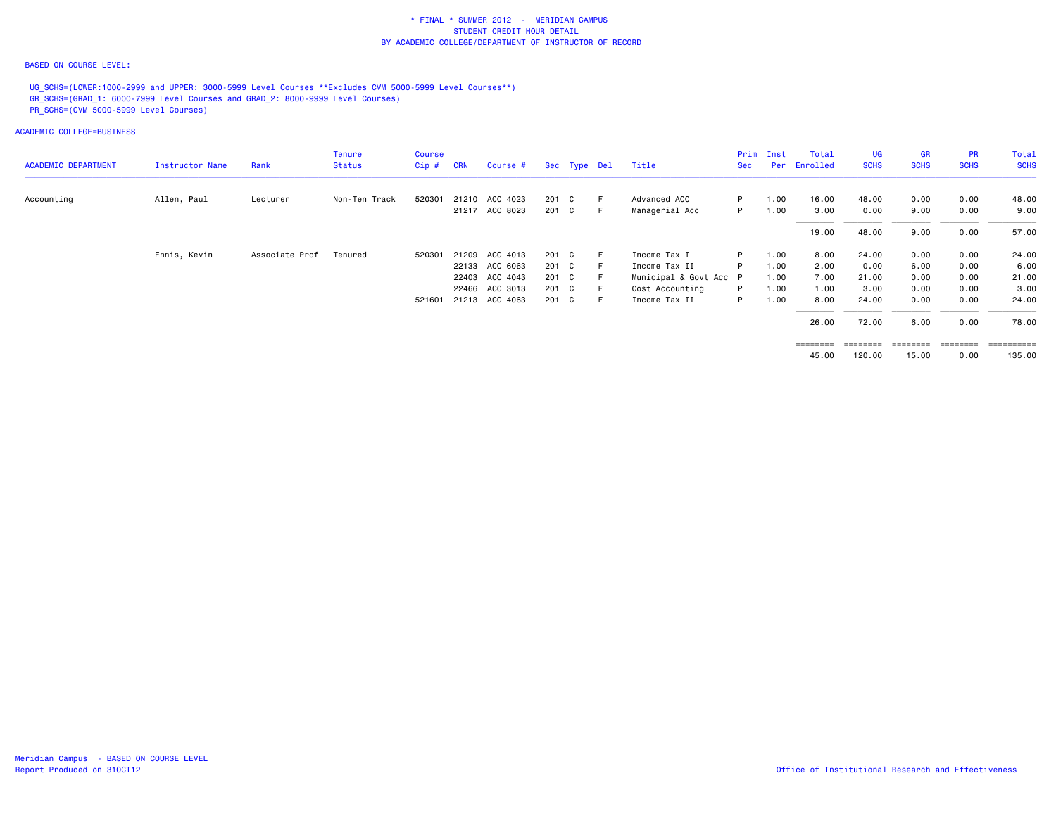\* FINAL \* SUMMER 2012 - MERIDIAN CAMPUS
STUDENT CREDIT HOUR DETAIL
BY ACADEMIC COLLEGE/DEPARTMENT OF INSTRUCTOR OF RECORD

BASED ON COURSE LEVEL:

UG_SCHS=(LOWER:1000-2999 and UPPER: 3000-5999 Level Courses **Excludes CVM 5000-5999 Level Courses**)
GR_SCHS=(GRAD_1: 6000-7999 Level Courses and GRAD_2: 8000-9999 Level Courses)
PR_SCHS=(CVM 5000-5999 Level Courses)

ACADEMIC COLLEGE=BUSINESS

| ACADEMIC DEPARTMENT | Instructor Name | Rank | Tenure Status | Course Cip # | CRN | Course # | Sec | Type | Del | Title | Prim Sec | Inst Per | Total Enrolled | UG SCHS | GR SCHS | PR SCHS | Total SCHS |
|---|---|---|---|---|---|---|---|---|---|---|---|---|---|---|---|---|---|
| Accounting | Allen, Paul | Lecturer | Non-Ten Track | 520301 | 21210 | ACC 4023 | 201 | C | F | Advanced ACC | P | 1.00 | 16.00 | 48.00 | 0.00 | 0.00 | 48.00 |
| | | | | | 21217 | ACC 8023 | 201 | C | F | Managerial Acc | P | 1.00 | 3.00 | 0.00 | 9.00 | 0.00 | 9.00 |
| | | | | | | | | | | | | | 19.00 | 48.00 | 9.00 | 0.00 | 57.00 |
| | Ennis, Kevin | Associate Prof | Tenured | 520301 | 21209 | ACC 4013 | 201 | C | F | Income Tax I | P | 1.00 | 8.00 | 24.00 | 0.00 | 0.00 | 24.00 |
| | | | | | 22133 | ACC 6063 | 201 | C | F | Income Tax II | P | 1.00 | 2.00 | 0.00 | 6.00 | 0.00 | 6.00 |
| | | | | | 22403 | ACC 4043 | 201 | C | F | Municipal & Govt Acc | P | 1.00 | 7.00 | 21.00 | 0.00 | 0.00 | 21.00 |
| | | | | | 22466 | ACC 3013 | 201 | C | F | Cost Accounting | P | 1.00 | 1.00 | 3.00 | 0.00 | 0.00 | 3.00 |
| | | | | 521601 | 21213 | ACC 4063 | 201 | C | F | Income Tax II | P | 1.00 | 8.00 | 24.00 | 0.00 | 0.00 | 24.00 |
| | | | | | | | | | | | | | 26.00 | 72.00 | 6.00 | 0.00 | 78.00 |
| | | | | | | | | | | | | | 45.00 | 120.00 | 15.00 | 0.00 | 135.00 |

Meridian Campus - BASED ON COURSE LEVEL
Report Produced on 31OCT12

Office of Institutional Research and Effectiveness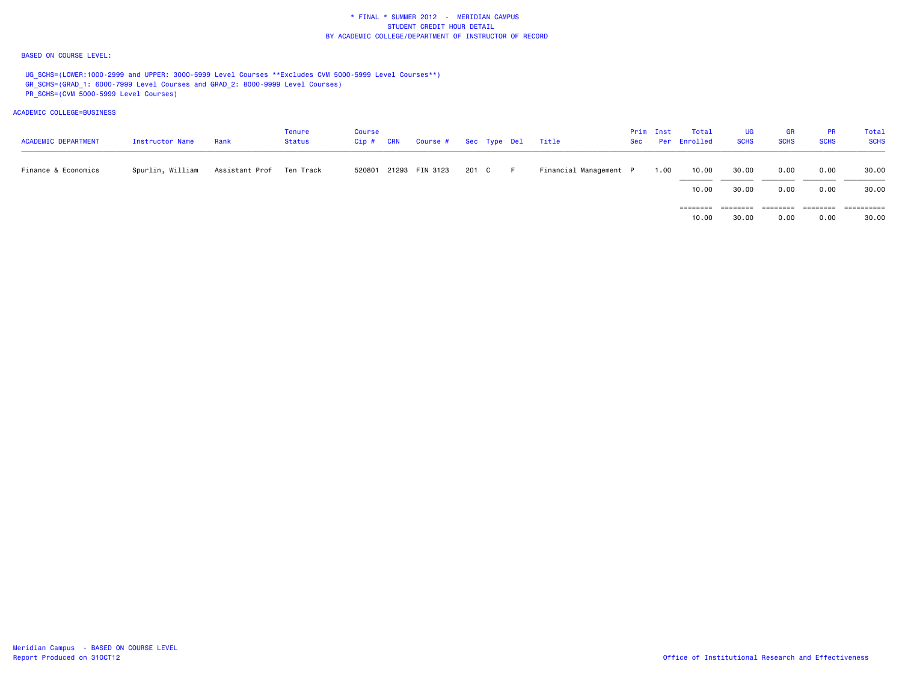* FINAL * SUMMER 2012 - MERIDIAN CAMPUS
STUDENT CREDIT HOUR DETAIL
BY ACADEMIC COLLEGE/DEPARTMENT OF INSTRUCTOR OF RECORD

BASED ON COURSE LEVEL:

UG_SCHS=(LOWER:1000-2999 and UPPER: 3000-5999 Level Courses **Excludes CVM 5000-5999 Level Courses**)
GR_SCHS=(GRAD_1: 6000-7999 Level Courses and GRAD_2: 8000-9999 Level Courses)
PR_SCHS=(CVM 5000-5999 Level Courses)

ACADEMIC COLLEGE=BUSINESS

| ACADEMIC DEPARTMENT | Instructor Name | Rank | Tenure Status | Course Cip # | CRN | Course # | Sec | Type | Del | Title | Prim Sec | Inst Per | Total Enrolled | UG SCHS | GR SCHS | PR SCHS | Total SCHS |
|---|---|---|---|---|---|---|---|---|---|---|---|---|---|---|---|---|---|
| Finance & Economics | Spurlin, William | Assistant Prof | Ten Track | 520801 | 21293 | FIN 3123 | 201 | C | F | Financial Management | P | 1.00 | 10.00 | 30.00 | 0.00 | 0.00 | 30.00 |
| | | | | | | | | | | | | | 10.00 | 30.00 | 0.00 | 0.00 | 30.00 |
| | | | | | | | | | | | | | 10.00 | 30.00 | 0.00 | 0.00 | 30.00 |

Meridian Campus - BASED ON COURSE LEVEL
Report Produced on 31OCT12

Office of Institutional Research and Effectiveness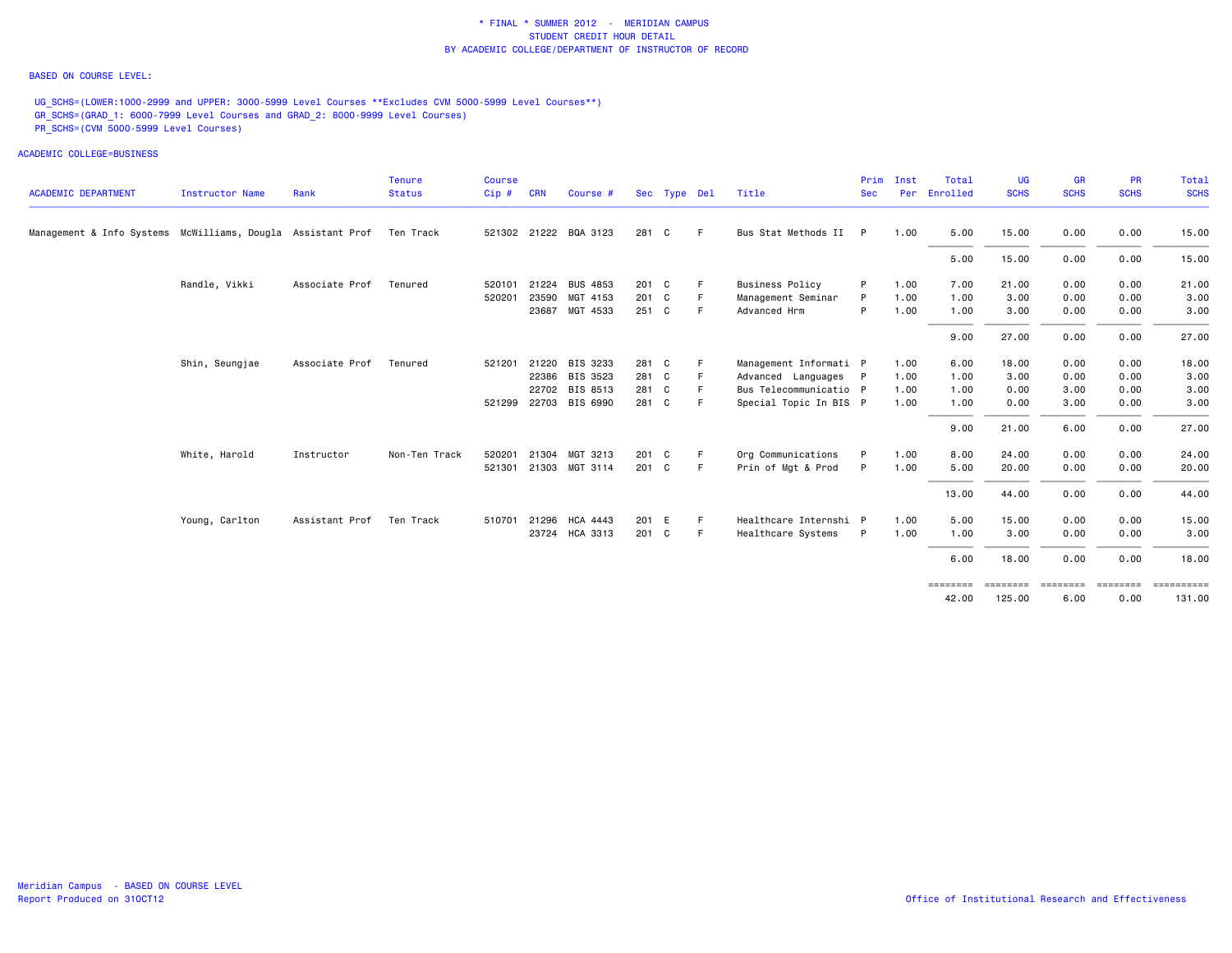\* FINAL \* SUMMER 2012 - MERIDIAN CAMPUS
STUDENT CREDIT HOUR DETAIL
BY ACADEMIC COLLEGE/DEPARTMENT OF INSTRUCTOR OF RECORD

BASED ON COURSE LEVEL:

UG_SCHS=(LOWER:1000-2999 and UPPER: 3000-5999 Level Courses **Excludes CVM 5000-5999 Level Courses**)
GR_SCHS=(GRAD_1: 6000-7999 Level Courses and GRAD_2: 8000-9999 Level Courses)
PR_SCHS=(CVM 5000-5999 Level Courses)

ACADEMIC COLLEGE=BUSINESS

| ACADEMIC DEPARTMENT | Instructor Name | Rank | Tenure Status | Course Cip # | CRN | Course # | Sec | Type | Del | Title | Prim Sec | Inst Per | Total Enrolled | UG SCHS | GR SCHS | PR SCHS | Total SCHS |
|---|---|---|---|---|---|---|---|---|---|---|---|---|---|---|---|---|---|
| Management & Info Systems | McWilliams, Dougla | Assistant Prof | Ten Track | 521302 | 21222 | BQA 3123 | 281 | C | F | Bus Stat Methods II | P | 1.00 | 5.00 | 15.00 | 0.00 | 0.00 | 15.00 |
| | | | | | | | | | | | | | 5.00 | 15.00 | 0.00 | 0.00 | 15.00 |
| | Randle, Vikki | Associate Prof | Tenured | 520101 | 21224 | BUS 4853 | 201 | C | F | Business Policy | P | 1.00 | 7.00 | 21.00 | 0.00 | 0.00 | 21.00 |
| | | | | 520201 | 23590 | MGT 4153 | 201 | C | F | Management Seminar | P | 1.00 | 1.00 | 3.00 | 0.00 | 0.00 | 3.00 |
| | | | | | 23687 | MGT 4533 | 251 | C | F | Advanced Hrm | P | 1.00 | 1.00 | 3.00 | 0.00 | 0.00 | 3.00 |
| | | | | | | | | | | | | | 9.00 | 27.00 | 0.00 | 0.00 | 27.00 |
| | Shin, Seungjae | Associate Prof | Tenured | 521201 | 21220 | BIS 3233 | 281 | C | F | Management Informati | P | 1.00 | 6.00 | 18.00 | 0.00 | 0.00 | 18.00 |
| | | | | | 22386 | BIS 3523 | 281 | C | F | Advanced Languages | P | 1.00 | 1.00 | 3.00 | 0.00 | 0.00 | 3.00 |
| | | | | | 22702 | BIS 8513 | 281 | C | F | Bus Telecommunicatio | P | 1.00 | 1.00 | 0.00 | 3.00 | 0.00 | 3.00 |
| | | | | 521299 | 22703 | BIS 6990 | 281 | C | F | Special Topic In BIS | P | 1.00 | 1.00 | 0.00 | 3.00 | 0.00 | 3.00 |
| | | | | | | | | | | | | | 9.00 | 21.00 | 6.00 | 0.00 | 27.00 |
| | White, Harold | Instructor | Non-Ten Track | 520201 | 21304 | MGT 3213 | 201 | C | F | Org Communications | P | 1.00 | 8.00 | 24.00 | 0.00 | 0.00 | 24.00 |
| | | | | 521301 | 21303 | MGT 3114 | 201 | C | F | Prin of Mgt & Prod | P | 1.00 | 5.00 | 20.00 | 0.00 | 0.00 | 20.00 |
| | | | | | | | | | | | | | 13.00 | 44.00 | 0.00 | 0.00 | 44.00 |
| | Young, Carlton | Assistant Prof | Ten Track | 510701 | 21296 | HCA 4443 | 201 | E | F | Healthcare Internshi | P | 1.00 | 5.00 | 15.00 | 0.00 | 0.00 | 15.00 |
| | | | | | 23724 | HCA 3313 | 201 | C | F | Healthcare Systems | P | 1.00 | 1.00 | 3.00 | 0.00 | 0.00 | 3.00 |
| | | | | | | | | | | | | | 6.00 | 18.00 | 0.00 | 0.00 | 18.00 |
| | | | | | | | | | | | | | 42.00 | 125.00 | 6.00 | 0.00 | 131.00 |

Meridian Campus - BASED ON COURSE LEVEL
Report Produced on 31OCT12

Office of Institutional Research and Effectiveness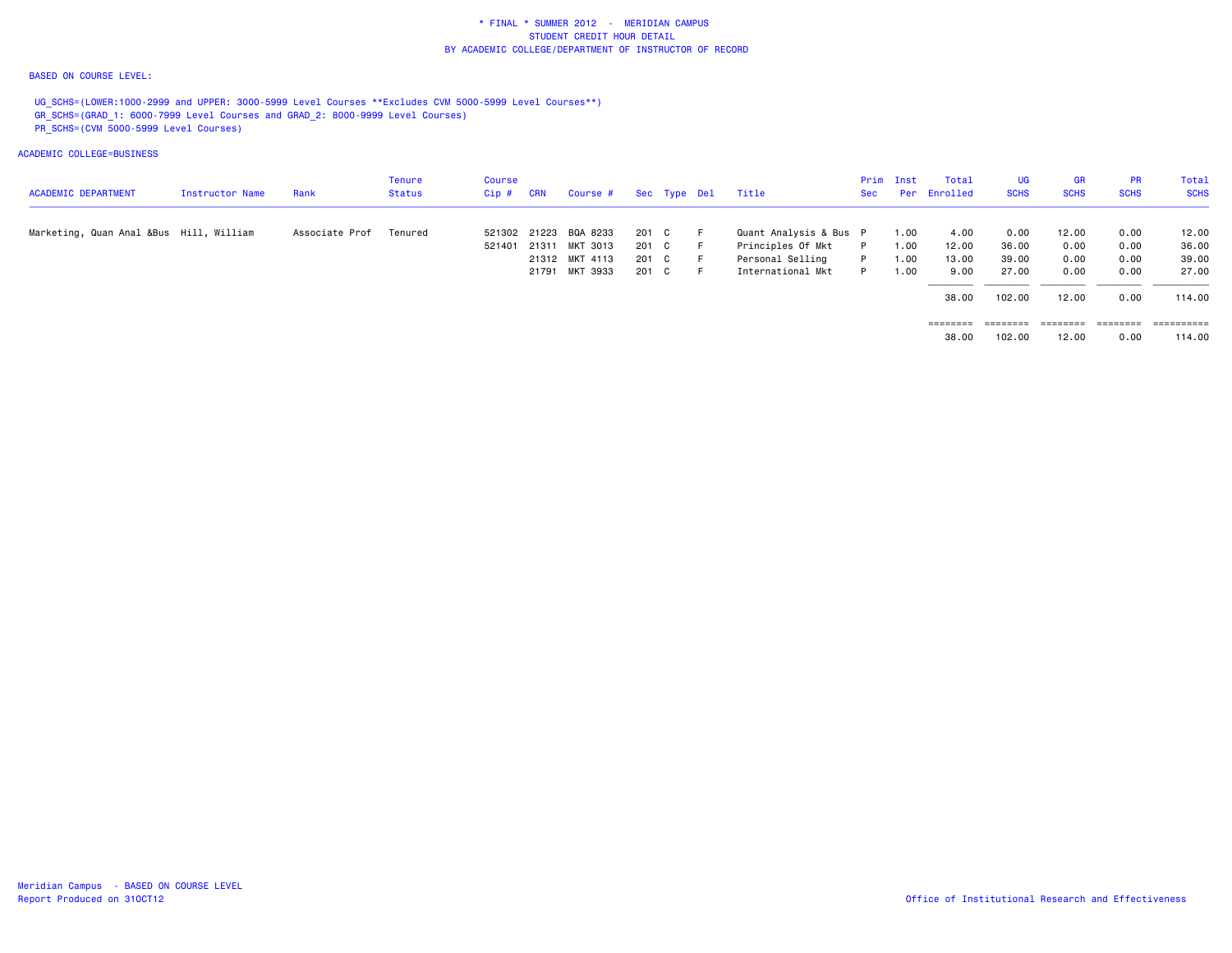# * FINAL * SUMMER 2012 - MERIDIAN CAMPUS
## STUDENT CREDIT HOUR DETAIL
## BY ACADEMIC COLLEGE/DEPARTMENT OF INSTRUCTOR OF RECORD

BASED ON COURSE LEVEL:

UG_SCHS=(LOWER:1000-2999 and UPPER: 3000-5999 Level Courses **Excludes CVM 5000-5999 Level Courses**)
GR_SCHS=(GRAD_1: 6000-7999 Level Courses and GRAD_2: 8000-9999 Level Courses)
PR_SCHS=(CVM 5000-5999 Level Courses)

ACADEMIC COLLEGE=BUSINESS

| ACADEMIC DEPARTMENT | Instructor Name | Rank | Tenure Status | Course Cip # | CRN | Course # | Sec | Type | Del | Title | Prim Sec | Inst Per | Total Enrolled | UG SCHS | GR SCHS | PR SCHS | Total SCHS |
|---|---|---|---|---|---|---|---|---|---|---|---|---|---|---|---|---|---|
| Marketing, Quan Anal &Bus | Hill, William | Associate Prof | Tenured | 521302 | 21223 | BQA 8233 | 201 | C | F | Quant Analysis & Bus | P | 1.00 | 4.00 | 0.00 | 12.00 | 0.00 | 12.00 |
| | | | | 521401 | 21311 | MKT 3013 | 201 | C | F | Principles Of Mkt | P | 1.00 | 12.00 | 36.00 | 0.00 | 0.00 | 36.00 |
| | | | | | 21312 | MKT 4113 | 201 | C | F | Personal Selling | P | 1.00 | 13.00 | 39.00 | 0.00 | 0.00 | 39.00 |
| | | | | | 21791 | MKT 3933 | 201 | C | F | International Mkt | P | 1.00 | 9.00 | 27.00 | 0.00 | 0.00 | 27.00 |
| | | | | | | | | | | | | | 38.00 | 102.00 | 12.00 | 0.00 | 114.00 |
| | | | | | | | | | | | | | 38.00 | 102.00 | 12.00 | 0.00 | 114.00 |

Meridian Campus - BASED ON COURSE LEVEL
Report Produced on 31OCT12

Office of Institutional Research and Effectiveness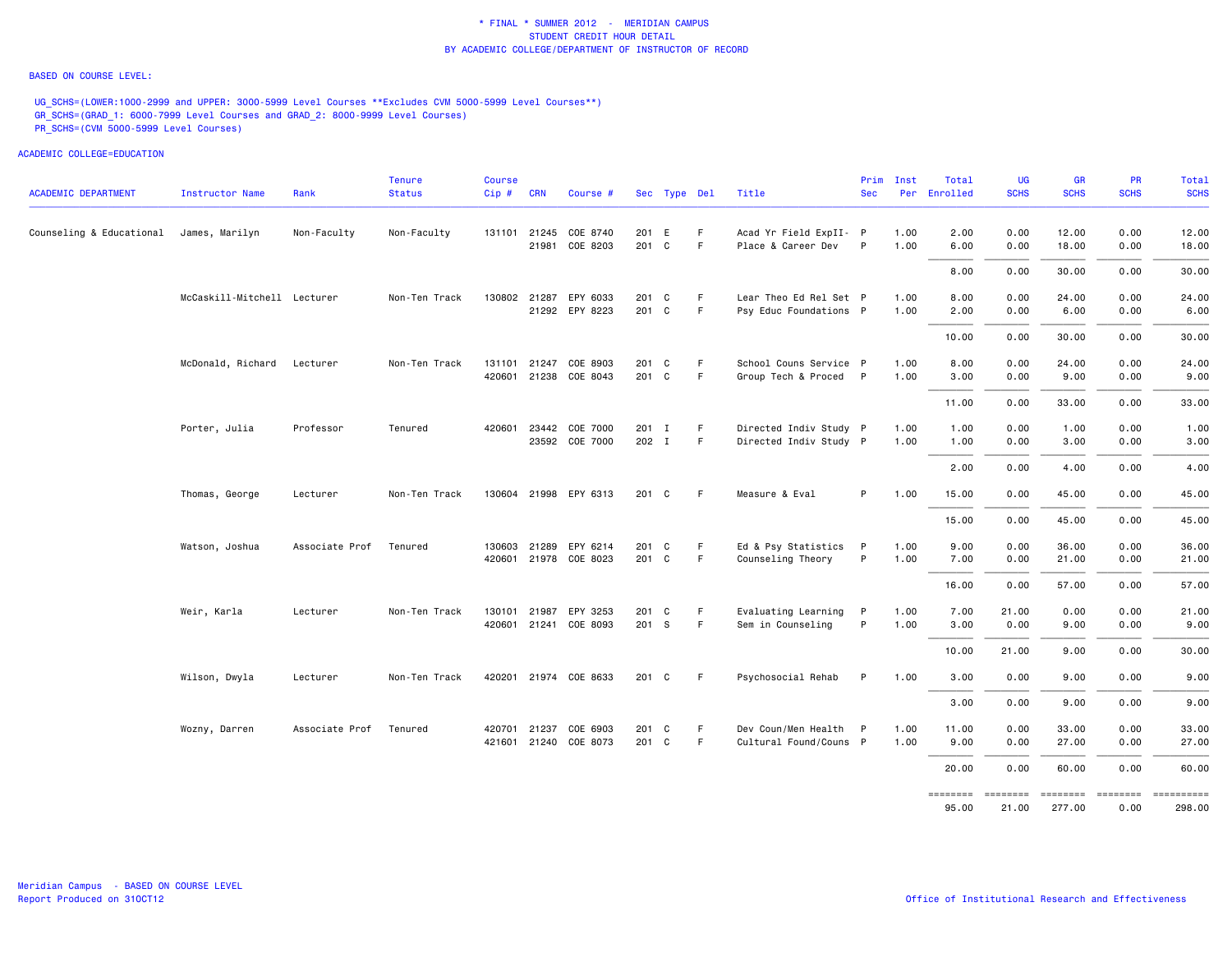* FINAL * SUMMER 2012 - MERIDIAN CAMPUS
STUDENT CREDIT HOUR DETAIL
BY ACADEMIC COLLEGE/DEPARTMENT OF INSTRUCTOR OF RECORD

BASED ON COURSE LEVEL:

UG_SCHS=(LOWER:1000-2999 and UPPER: 3000-5999 Level Courses **Excludes CVM 5000-5999 Level Courses**)
GR_SCHS=(GRAD_1: 6000-7999 Level Courses and GRAD_2: 8000-9999 Level Courses)
PR_SCHS=(CVM 5000-5999 Level Courses)

ACADEMIC COLLEGE=EDUCATION

| ACADEMIC DEPARTMENT | Instructor Name | Rank | Tenure Status | Course Cip # | CRN | Course # | Sec | Type | Del | Title | Prim Sec | Inst Per | Total Enrolled | UG SCHS | GR SCHS | PR SCHS | Total SCHS |
|---|---|---|---|---|---|---|---|---|---|---|---|---|---|---|---|---|---|
| Counseling & Educational | James, Marilyn | Non-Faculty | Non-Faculty | 131101 | 21245 | COE 8740 | 201 | E | F | Acad Yr Field ExpII- | P | 1.00 | 2.00 | 0.00 | 12.00 | 0.00 | 12.00 |
| | | | | | 21981 | COE 8203 | 201 | C | F | Place & Career Dev | P | 1.00 | 6.00 | 0.00 | 18.00 | 0.00 | 18.00 |
| | | | | | | | | | | | | | 8.00 | 0.00 | 30.00 | 0.00 | 30.00 |
| | McCaskill-Mitchell | Lecturer | Non-Ten Track | 130802 | 21287 | EPY 6033 | 201 | C | F | Lear Theo Ed Rel Set | P | 1.00 | 8.00 | 0.00 | 24.00 | 0.00 | 24.00 |
| | | | | | 21292 | EPY 8223 | 201 | C | F | Psy Educ Foundations | P | 1.00 | 2.00 | 0.00 | 6.00 | 0.00 | 6.00 |
| | | | | | | | | | | | | | 10.00 | 0.00 | 30.00 | 0.00 | 30.00 |
| | McDonald, Richard | Lecturer | Non-Ten Track | 131101 | 21247 | COE 8903 | 201 | C | F | School Couns Service | P | 1.00 | 8.00 | 0.00 | 24.00 | 0.00 | 24.00 |
| | | | | 420601 | 21238 | COE 8043 | 201 | C | F | Group Tech & Proced | P | 1.00 | 3.00 | 0.00 | 9.00 | 0.00 | 9.00 |
| | | | | | | | | | | | | | 11.00 | 0.00 | 33.00 | 0.00 | 33.00 |
| | Porter, Julia | Professor | Tenured | 420601 | 23442 | COE 7000 | 201 | I | F | Directed Indiv Study | P | 1.00 | 1.00 | 0.00 | 1.00 | 0.00 | 1.00 |
| | | | | | 23592 | COE 7000 | 202 | I | F | Directed Indiv Study | P | 1.00 | 1.00 | 0.00 | 3.00 | 0.00 | 3.00 |
| | | | | | | | | | | | | | 2.00 | 0.00 | 4.00 | 0.00 | 4.00 |
| | Thomas, George | Lecturer | Non-Ten Track | 130604 | 21998 | EPY 6313 | 201 | C | F | Measure & Eval | P | 1.00 | 15.00 | 0.00 | 45.00 | 0.00 | 45.00 |
| | | | | | | | | | | | | | 15.00 | 0.00 | 45.00 | 0.00 | 45.00 |
| | Watson, Joshua | Associate Prof | Tenured | 130603 | 21289 | EPY 6214 | 201 | C | F | Ed & Psy Statistics | P | 1.00 | 9.00 | 0.00 | 36.00 | 0.00 | 36.00 |
| | | | | 420601 | 21978 | COE 8023 | 201 | C | F | Counseling Theory | P | 1.00 | 7.00 | 0.00 | 21.00 | 0.00 | 21.00 |
| | | | | | | | | | | | | | 16.00 | 0.00 | 57.00 | 0.00 | 57.00 |
| | Weir, Karla | Lecturer | Non-Ten Track | 130101 | 21987 | EPY 3253 | 201 | C | F | Evaluating Learning | P | 1.00 | 7.00 | 21.00 | 0.00 | 0.00 | 21.00 |
| | | | | 420601 | 21241 | COE 8093 | 201 | S | F | Sem in Counseling | P | 1.00 | 3.00 | 0.00 | 9.00 | 0.00 | 9.00 |
| | | | | | | | | | | | | | 10.00 | 21.00 | 9.00 | 0.00 | 30.00 |
| | Wilson, Dwyla | Lecturer | Non-Ten Track | 420201 | 21974 | COE 8633 | 201 | C | F | Psychosocial Rehab | P | 1.00 | 3.00 | 0.00 | 9.00 | 0.00 | 9.00 |
| | | | | | | | | | | | | | 3.00 | 0.00 | 9.00 | 0.00 | 9.00 |
| | Wozny, Darren | Associate Prof | Tenured | 420701 | 21237 | COE 6903 | 201 | C | F | Dev Coun/Men Health | P | 1.00 | 11.00 | 0.00 | 33.00 | 0.00 | 33.00 |
| | | | | 421601 | 21240 | COE 8073 | 201 | C | F | Cultural Found/Couns | P | 1.00 | 9.00 | 0.00 | 27.00 | 0.00 | 27.00 |
| | | | | | | | | | | | | | 20.00 | 0.00 | 60.00 | 0.00 | 60.00 |
| | | | | | | | | | | | | | 95.00 | 21.00 | 277.00 | 0.00 | 298.00 |

Meridian Campus - BASED ON COURSE LEVEL
Report Produced on 31OCT12

Office of Institutional Research and Effectiveness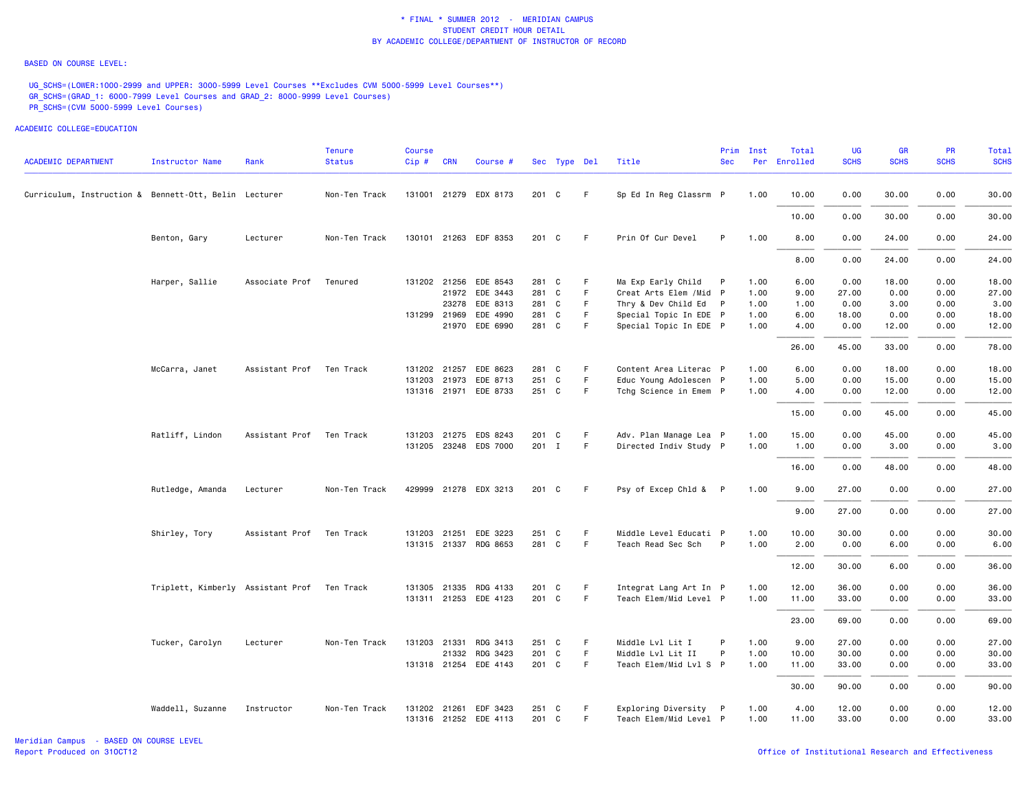\* FINAL \* SUMMER 2012 - MERIDIAN CAMPUS
STUDENT CREDIT HOUR DETAIL
BY ACADEMIC COLLEGE/DEPARTMENT OF INSTRUCTOR OF RECORD

BASED ON COURSE LEVEL:

UG_SCHS=(LOWER:1000-2999 and UPPER: 3000-5999 Level Courses **Excludes CVM 5000-5999 Level Courses**)
GR_SCHS=(GRAD_1: 6000-7999 Level Courses and GRAD_2: 8000-9999 Level Courses)
PR_SCHS=(CVM 5000-5999 Level Courses)

ACADEMIC COLLEGE=EDUCATION

| ACADEMIC DEPARTMENT | Instructor Name | Rank | Tenure Status | Course Cip # | CRN | Course # | Sec | Type | Del | Title | Prim Sec | Inst Per | Total Enrolled | UG SCHS | GR SCHS | PR SCHS | Total SCHS |
|---|---|---|---|---|---|---|---|---|---|---|---|---|---|---|---|---|---|
| Curriculum, Instruction & | Bennett-Ott, Belin | Lecturer | Non-Ten Track | 131001 | 21279 | EDX 8173 | 201 | C | F | Sp Ed In Reg Classrm | P | 1.00 | 10.00 | 0.00 | 30.00 | 0.00 | 30.00 |
| | | | | | | | | | | | | | 10.00 | 0.00 | 30.00 | 0.00 | 30.00 |
| | Benton, Gary | Lecturer | Non-Ten Track | 130101 | 21263 | EDF 8353 | 201 | C | F | Prin Of Cur Devel | P | 1.00 | 8.00 | 0.00 | 24.00 | 0.00 | 24.00 |
| | | | | | | | | | | | | | 8.00 | 0.00 | 24.00 | 0.00 | 24.00 |
| | Harper, Sallie | Associate Prof | Tenured | 131202 | 21256 | EDE 8543 | 281 | C | F | Ma Exp Early Child | P | 1.00 | 6.00 | 0.00 | 18.00 | 0.00 | 18.00 |
| | | | | | 21972 | EDE 3443 | 281 | C | F | Creat Arts Elem /Mid | P | 1.00 | 9.00 | 27.00 | 0.00 | 0.00 | 27.00 |
| | | | | | 23278 | EDE 8313 | 281 | C | F | Thry & Dev Child Ed | P | 1.00 | 1.00 | 0.00 | 3.00 | 0.00 | 3.00 |
| | | | | 131299 | 21969 | EDE 4990 | 281 | C | F | Special Topic In EDE | P | 1.00 | 6.00 | 18.00 | 0.00 | 0.00 | 18.00 |
| | | | | | 21970 | EDE 6990 | 281 | C | F | Special Topic In EDE | P | 1.00 | 4.00 | 0.00 | 12.00 | 0.00 | 12.00 |
| | | | | | | | | | | | | | 26.00 | 45.00 | 33.00 | 0.00 | 78.00 |
| | McCarra, Janet | Assistant Prof | Ten Track | 131202 | 21257 | EDE 8623 | 281 | C | F | Content Area Literac | P | 1.00 | 6.00 | 0.00 | 18.00 | 0.00 | 18.00 |
| | | | | 131203 | 21973 | EDE 8713 | 251 | C | F | Educ Young Adolescen | P | 1.00 | 5.00 | 0.00 | 15.00 | 0.00 | 15.00 |
| | | | | 131316 | 21971 | EDE 8733 | 251 | C | F | Tchg Science in Emem | P | 1.00 | 4.00 | 0.00 | 12.00 | 0.00 | 12.00 |
| | | | | | | | | | | | | | 15.00 | 0.00 | 45.00 | 0.00 | 45.00 |
| | Ratliff, Lindon | Assistant Prof | Ten Track | 131203 | 21275 | EDS 8243 | 201 | C | F | Adv. Plan Manage Lea | P | 1.00 | 15.00 | 0.00 | 45.00 | 0.00 | 45.00 |
| | | | | 131205 | 23248 | EDS 7000 | 201 | I | F | Directed Indiv Study | P | 1.00 | 1.00 | 0.00 | 3.00 | 0.00 | 3.00 |
| | | | | | | | | | | | | | 16.00 | 0.00 | 48.00 | 0.00 | 48.00 |
| | Rutledge, Amanda | Lecturer | Non-Ten Track | 429999 | 21278 | EDX 3213 | 201 | C | F | Psy of Excep Chld & | P | 1.00 | 9.00 | 27.00 | 0.00 | 0.00 | 27.00 |
| | | | | | | | | | | | | | 9.00 | 27.00 | 0.00 | 0.00 | 27.00 |
| | Shirley, Tory | Assistant Prof | Ten Track | 131203 | 21251 | EDE 3223 | 251 | C | F | Middle Level Educati | P | 1.00 | 10.00 | 30.00 | 0.00 | 0.00 | 30.00 |
| | | | | 131315 | 21337 | RDG 8653 | 281 | C | F | Teach Read Sec Sch | P | 1.00 | 2.00 | 0.00 | 6.00 | 0.00 | 6.00 |
| | | | | | | | | | | | | | 12.00 | 30.00 | 6.00 | 0.00 | 36.00 |
| | Triplett, Kimberly | Assistant Prof | Ten Track | 131305 | 21335 | RDG 4133 | 201 | C | F | Integrat Lang Art In | P | 1.00 | 12.00 | 36.00 | 0.00 | 0.00 | 36.00 |
| | | | | 131311 | 21253 | EDE 4123 | 201 | C | F | Teach Elem/Mid Level | P | 1.00 | 11.00 | 33.00 | 0.00 | 0.00 | 33.00 |
| | | | | | | | | | | | | | 23.00 | 69.00 | 0.00 | 0.00 | 69.00 |
| | Tucker, Carolyn | Lecturer | Non-Ten Track | 131203 | 21331 | RDG 3413 | 251 | C | F | Middle Lvl Lit I | P | 1.00 | 9.00 | 27.00 | 0.00 | 0.00 | 27.00 |
| | | | | | 21332 | RDG 3423 | 201 | C | F | Middle Lvl Lit II | P | 1.00 | 10.00 | 30.00 | 0.00 | 0.00 | 30.00 |
| | | | | 131318 | 21254 | EDE 4143 | 201 | C | F | Teach Elem/Mid Lvl S | P | 1.00 | 11.00 | 33.00 | 0.00 | 0.00 | 33.00 |
| | | | | | | | | | | | | | 30.00 | 90.00 | 0.00 | 0.00 | 90.00 |
| | Waddell, Suzanne | Instructor | Non-Ten Track | 131202 | 21261 | EDF 3423 | 251 | C | F | Exploring Diversity | P | 1.00 | 4.00 | 12.00 | 0.00 | 0.00 | 12.00 |
| | | | | 131316 | 21252 | EDE 4113 | 201 | C | F | Teach Elem/Mid Level | P | 1.00 | 11.00 | 33.00 | 0.00 | 0.00 | 33.00 |

Meridian Campus - BASED ON COURSE LEVEL
Report Produced on 31OCT12

Office of Institutional Research and Effectiveness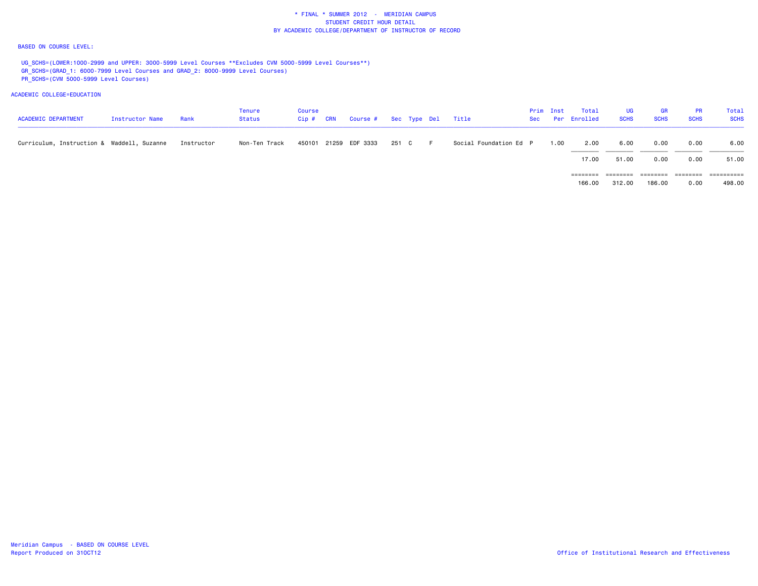\* FINAL \* SUMMER 2012 - MERIDIAN CAMPUS
STUDENT CREDIT HOUR DETAIL
BY ACADEMIC COLLEGE/DEPARTMENT OF INSTRUCTOR OF RECORD

BASED ON COURSE LEVEL:

UG_SCHS=(LOWER:1000-2999 and UPPER: 3000-5999 Level Courses **Excludes CVM 5000-5999 Level Courses**)
GR_SCHS=(GRAD_1: 6000-7999 Level Courses and GRAD_2: 8000-9999 Level Courses)
PR_SCHS=(CVM 5000-5999 Level Courses)

ACADEMIC COLLEGE=EDUCATION

| ACADEMIC DEPARTMENT | Instructor Name | Rank | Tenure Status | Course Cip # | CRN | Course # | Sec | Type | Del | Title | Prim Sec | Inst Per | Total Enrolled | UG SCHS | GR SCHS | PR SCHS | Total SCHS |
|---|---|---|---|---|---|---|---|---|---|---|---|---|---|---|---|---|---|
| Curriculum, Instruction & | Waddell, Suzanne | Instructor | Non-Ten Track | 450101 | 21259 | EDF 3333 | 251 | C | F | Social Foundation Ed | P | 1.00 | 2.00 | 6.00 | 0.00 | 0.00 | 6.00 |
| | | | | | | | | | | | | | 17.00 | 51.00 | 0.00 | 0.00 | 51.00 |
| | | | | | | | | | | | | | 166.00 | 312.00 | 186.00 | 0.00 | 498.00 |

Meridian Campus - BASED ON COURSE LEVEL
Report Produced on 31OCT12

Office of Institutional Research and Effectiveness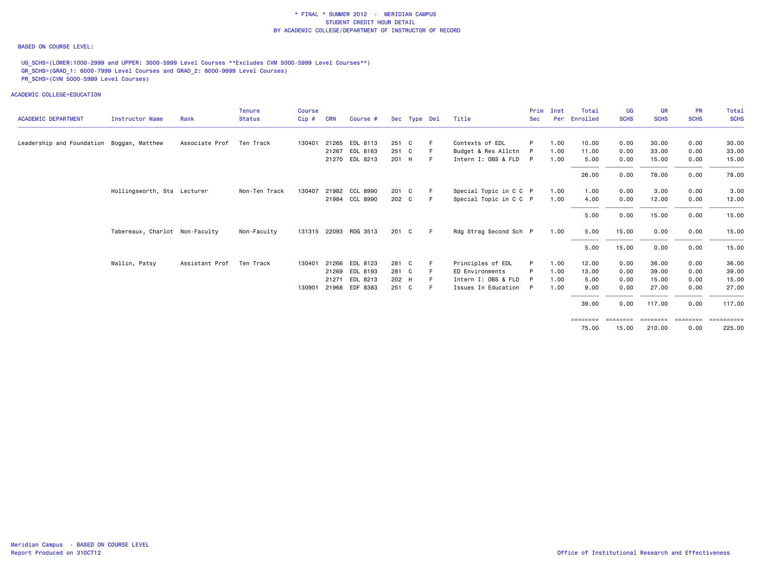\* FINAL \* SUMMER 2012 - MERIDIAN CAMPUS
STUDENT CREDIT HOUR DETAIL
BY ACADEMIC COLLEGE/DEPARTMENT OF INSTRUCTOR OF RECORD

BASED ON COURSE LEVEL:

UG_SCHS=(LOWER:1000-2999 and UPPER: 3000-5999 Level Courses **Excludes CVM 5000-5999 Level Courses**)
GR_SCHS=(GRAD_1: 6000-7999 Level Courses and GRAD_2: 8000-9999 Level Courses)
PR_SCHS=(CVM 5000-5999 Level Courses)

ACADEMIC COLLEGE=EDUCATION

| ACADEMIC DEPARTMENT | Instructor Name | Rank | Tenure Status | Course Cip # | CRN | Course # | Sec | Type | Del | Title | Prim Sec | Inst Per | Total Enrolled | UG SCHS | GR SCHS | PR SCHS | Total SCHS |
|---|---|---|---|---|---|---|---|---|---|---|---|---|---|---|---|---|---|
| Leadership and Foundation | Boggan, Matthew | Associate Prof | Ten Track | 130401 | 21265 | EDL 8113 | 251 | C | F | Contexts of EDL | P | 1.00 | 10.00 | 0.00 | 30.00 | 0.00 | 30.00 |
| | | | | | 21267 | EDL 8163 | 251 | C | F | Budget & Res Allctn | P | 1.00 | 11.00 | 0.00 | 33.00 | 0.00 | 33.00 |
| | | | | | 21270 | EDL 8213 | 201 | H | F | Intern I: OBS & FLD | P | 1.00 | 5.00 | 0.00 | 15.00 | 0.00 | 15.00 |
| | | | | | | | | | | | | | 26.00 | 0.00 | 78.00 | 0.00 | 78.00 |
| | Hollingsworth, Sta | Lecturer | Non-Ten Track | 130407 | 21982 | CCL 8990 | 201 | C | F | Special Topic in C C | P | 1.00 | 1.00 | 0.00 | 3.00 | 0.00 | 3.00 |
| | | | | | 21984 | CCL 8990 | 202 | C | F | Special Topic in C C | P | 1.00 | 4.00 | 0.00 | 12.00 | 0.00 | 12.00 |
| | | | | | | | | | | | | | 5.00 | 0.00 | 15.00 | 0.00 | 15.00 |
| | Tabereaux, Charlot | Non-Faculty | Non-Faculty | 131315 | 22093 | RDG 3513 | 201 | C | F | Rdg Strag Second Sch | P | 1.00 | 5.00 | 15.00 | 0.00 | 0.00 | 15.00 |
| | | | | | | | | | | | | | 5.00 | 15.00 | 0.00 | 0.00 | 15.00 |
| | Wallin, Patsy | Assistant Prof | Ten Track | 130401 | 21266 | EDL 8123 | 281 | C | F | Principles of EDL | P | 1.00 | 12.00 | 0.00 | 36.00 | 0.00 | 36.00 |
| | | | | | 21269 | EDL 8193 | 281 | C | F | ED Environments | P | 1.00 | 13.00 | 0.00 | 39.00 | 0.00 | 39.00 |
| | | | | | 21271 | EDL 8213 | 202 | H | F | Intern I: OBS & FLD | P | 1.00 | 5.00 | 0.00 | 15.00 | 0.00 | 15.00 |
| | | | | 130901 | 21968 | EDF 8383 | 251 | C | F | Issues In Education | P | 1.00 | 9.00 | 0.00 | 27.00 | 0.00 | 27.00 |
| | | | | | | | | | | | | | 39.00 | 0.00 | 117.00 | 0.00 | 117.00 |
| | | | | | | | | | | | | | 75.00 | 15.00 | 210.00 | 0.00 | 225.00 |

Meridian Campus - BASED ON COURSE LEVEL
Report Produced on 31OCT12

Office of Institutional Research and Effectiveness